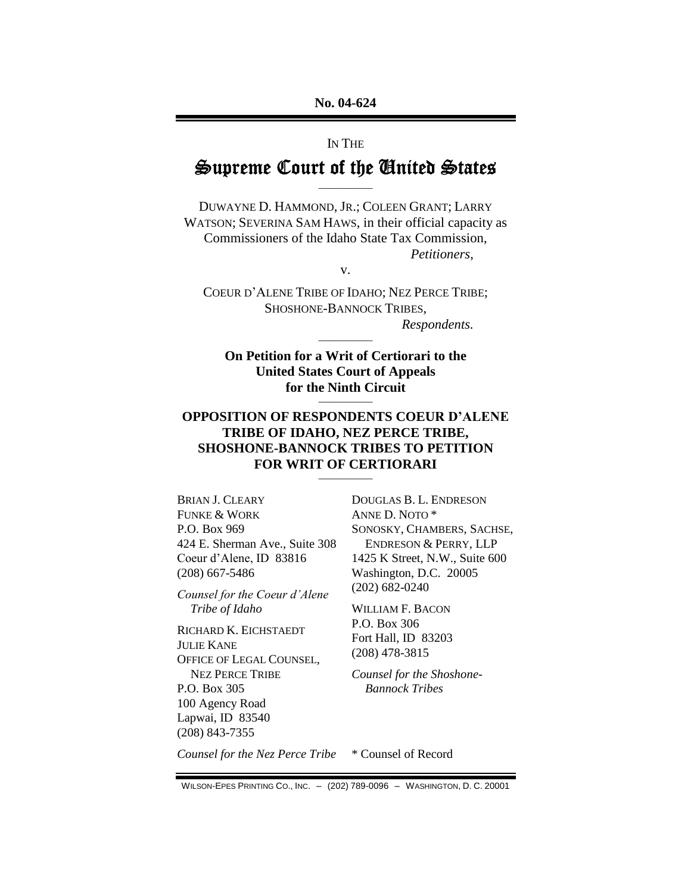No. 04-624

IN THE

# Supreme Court of the United States

DUWAYNE D. HAMMOND, JR.; COLEEN GRANT; LARRY WATSON; SEVERINA SAM HAWS, in their official capacity as Commissioners of the Idaho State Tax Commission,

*Petitioners*,

v.

COEUR D'ALENE TRIBE OF IDAHO; NEZ PERCE TRIBE; SHOSHONE-BANNOCK TRIBES,

*Respondents.*

**On Petition for a Writ of Certiorari to the United States Court of Appeals for the Ninth Circuit**

## OPPOSITION OF RESPONDENTS COEUR D'ALENE TRIBE OF IDAHO, NEZ PERCE TRIBE, SHOSHONE-BANNOCK TRIBES TO PETITION FOR WRIT OF CERTIORARI

BRIAN J. CLEARY
FUNKE & WORK
P.O. Box 969
424 E. Sherman Ave., Suite 308
Coeur d'Alene, ID 83816
(208) 667-5486

*Counsel for the Coeur d'Alene Tribe of Idaho*

RICHARD K. EICHSTAEDT
JULIE KANE
OFFICE OF LEGAL COUNSEL, NEZ PERCE TRIBE
P.O. Box 305
100 Agency Road
Lapwai, ID 83540
(208) 843-7355

*Counsel for the Nez Perce Tribe*

DOUGLAS B. L. ENDRESON
ANNE D. NOTO *
SONOSKY, CHAMBERS, SACHSE, ENDRESON & PERRY, LLP
1425 K Street, N.W., Suite 600
Washington, D.C. 20005
(202) 682-0240

WILLIAM F. BACON
P.O. Box 306
Fort Hall, ID 83203
(208) 478-3815

*Counsel for the Shoshone-Bannock Tribes*

\* Counsel of Record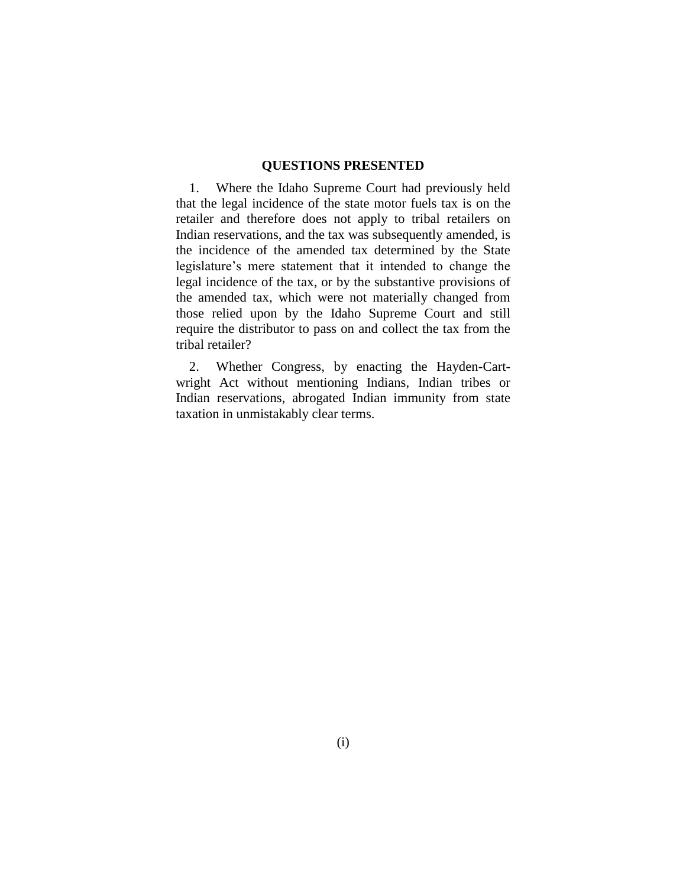## QUESTIONS PRESENTED

1. Where the Idaho Supreme Court had previously held that the legal incidence of the state motor fuels tax is on the retailer and therefore does not apply to tribal retailers on Indian reservations, and the tax was subsequently amended, is the incidence of the amended tax determined by the State legislature's mere statement that it intended to change the legal incidence of the tax, or by the substantive provisions of the amended tax, which were not materially changed from those relied upon by the Idaho Supreme Court and still require the distributor to pass on and collect the tax from the tribal retailer?

2. Whether Congress, by enacting the Hayden-Cartwright Act without mentioning Indians, Indian tribes or Indian reservations, abrogated Indian immunity from state taxation in unmistakably clear terms.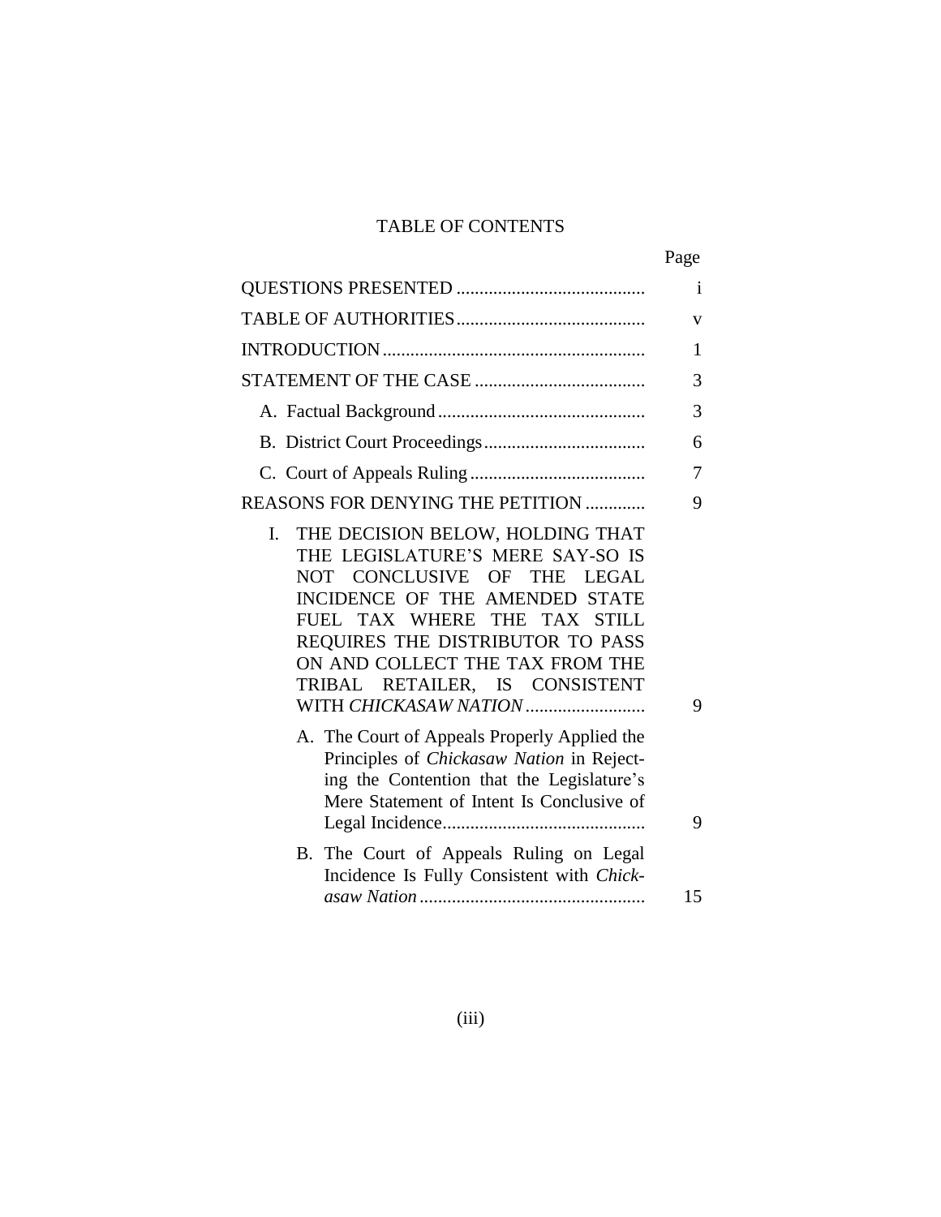# TABLE OF CONTENTS

| | Page |
|---|---|
| QUESTIONS PRESENTED | i |
| TABLE OF AUTHORITIES | v |
| INTRODUCTION | 1 |
| STATEMENT OF THE CASE | 3 |
| A. Factual Background | 3 |
| B. District Court Proceedings | 6 |
| C. Court of Appeals Ruling | 7 |
| REASONS FOR DENYING THE PETITION | 9 |
| I. THE DECISION BELOW, HOLDING THAT THE LEGISLATURE'S MERE SAY-SO IS NOT CONCLUSIVE OF THE LEGAL INCIDENCE OF THE AMENDED STATE FUEL TAX WHERE THE TAX STILL REQUIRES THE DISTRIBUTOR TO PASS ON AND COLLECT THE TAX FROM THE TRIBAL RETAILER, IS CONSISTENT WITH *CHICKASAW NATION* | 9 |
| A. The Court of Appeals Properly Applied the Principles of *Chickasaw Nation* in Rejecting the Contention that the Legislature's Mere Statement of Intent Is Conclusive of Legal Incidence | 9 |
| B. The Court of Appeals Ruling on Legal Incidence Is Fully Consistent with *Chickasaw Nation* | 15 |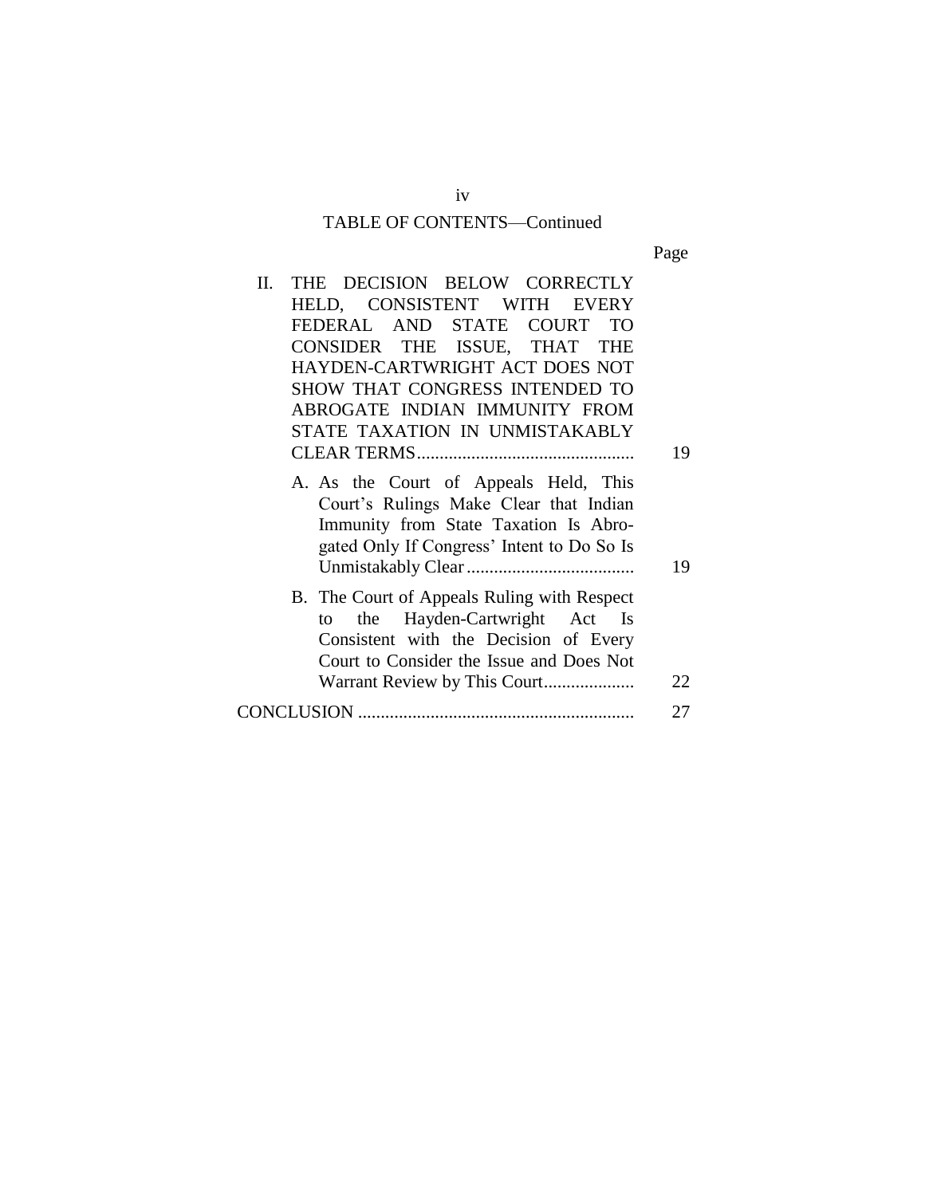TABLE OF CONTENTS—Continued

| | Page |
|---|---|
| II. THE DECISION BELOW CORRECTLY HELD, CONSISTENT WITH EVERY FEDERAL AND STATE COURT TO CONSIDER THE ISSUE, THAT THE HAYDEN-CARTWRIGHT ACT DOES NOT SHOW THAT CONGRESS INTENDED TO ABROGATE INDIAN IMMUNITY FROM STATE TAXATION IN UNMISTAKABLY CLEAR TERMS | 19 |
| A. As the Court of Appeals Held, This Court's Rulings Make Clear that Indian Immunity from State Taxation Is Abrogated Only If Congress' Intent to Do So Is Unmistakably Clear | 19 |
| B. The Court of Appeals Ruling with Respect to the Hayden-Cartwright Act Is Consistent with the Decision of Every Court to Consider the Issue and Does Not Warrant Review by This Court | 22 |
| CONCLUSION | 27 |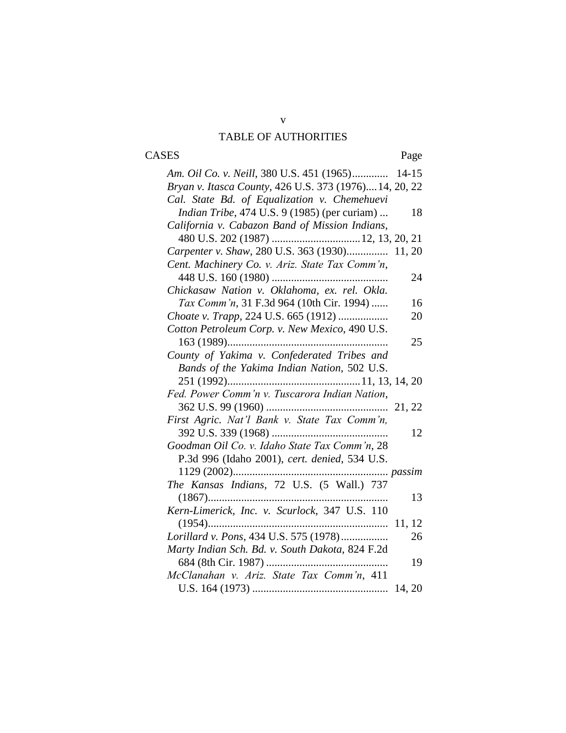# TABLE OF AUTHORITIES

CASES — Page

*Am. Oil Co. v. Neill*, 380 U.S. 451 (1965)............. 14-15

*Bryan v. Itasca County*, 426 U.S. 373 (1976)....14, 20, 22

*Cal. State Bd. of Equalization v. Chemehuevi Indian Tribe*, 474 U.S. 9 (1985) (per curiam) ... 18

*California v. Cabazon Band of Mission Indians*, 480 U.S. 202 (1987) ................................12, 13, 20, 21

*Carpenter v. Shaw*, 280 U.S. 363 (1930)............... 11, 20

*Cent. Machinery Co. v. Ariz. State Tax Comm'n*, 448 U.S. 160 (1980) .......................................... 24

*Chickasaw Nation v. Oklahoma, ex. rel. Okla. Tax Comm'n*, 31 F.3d 964 (10th Cir. 1994) ...... 16

*Choate v. Trapp*, 224 U.S. 665 (1912) .................. 20

*Cotton Petroleum Corp. v. New Mexico*, 490 U.S. 163 (1989).......................................................... 25

*County of Yakima v. Confederated Tribes and Bands of the Yakima Indian Nation*, 502 U.S. 251 (1992)................................................11, 13, 14, 20

*Fed. Power Comm'n v. Tuscarora Indian Nation*, 362 U.S. 99 (1960) ............................................ 21, 22

*First Agric. Nat'l Bank v. State Tax Comm'n*, 392 U.S. 339 (1968) .......................................... 12

*Goodman Oil Co. v. Idaho State Tax Comm'n*, 28 P.3d 996 (Idaho 2001), *cert. denied*, 534 U.S. 1129 (2002)........................................................ *passim*

*The Kansas Indians*, 72 U.S. (5 Wall.) 737 (1867)................................................................. 13

*Kern-Limerick, Inc. v. Scurlock*, 347 U.S. 110 (1954)................................................................. 11, 12

*Lorillard v. Pons*, 434 U.S. 575 (1978)................. 26

*Marty Indian Sch. Bd. v. South Dakota*, 824 F.2d 684 (8th Cir. 1987) ............................................ 19

*McClanahan v. Ariz. State Tax Comm'n*, 411 U.S. 164 (1973) ................................................ 14, 20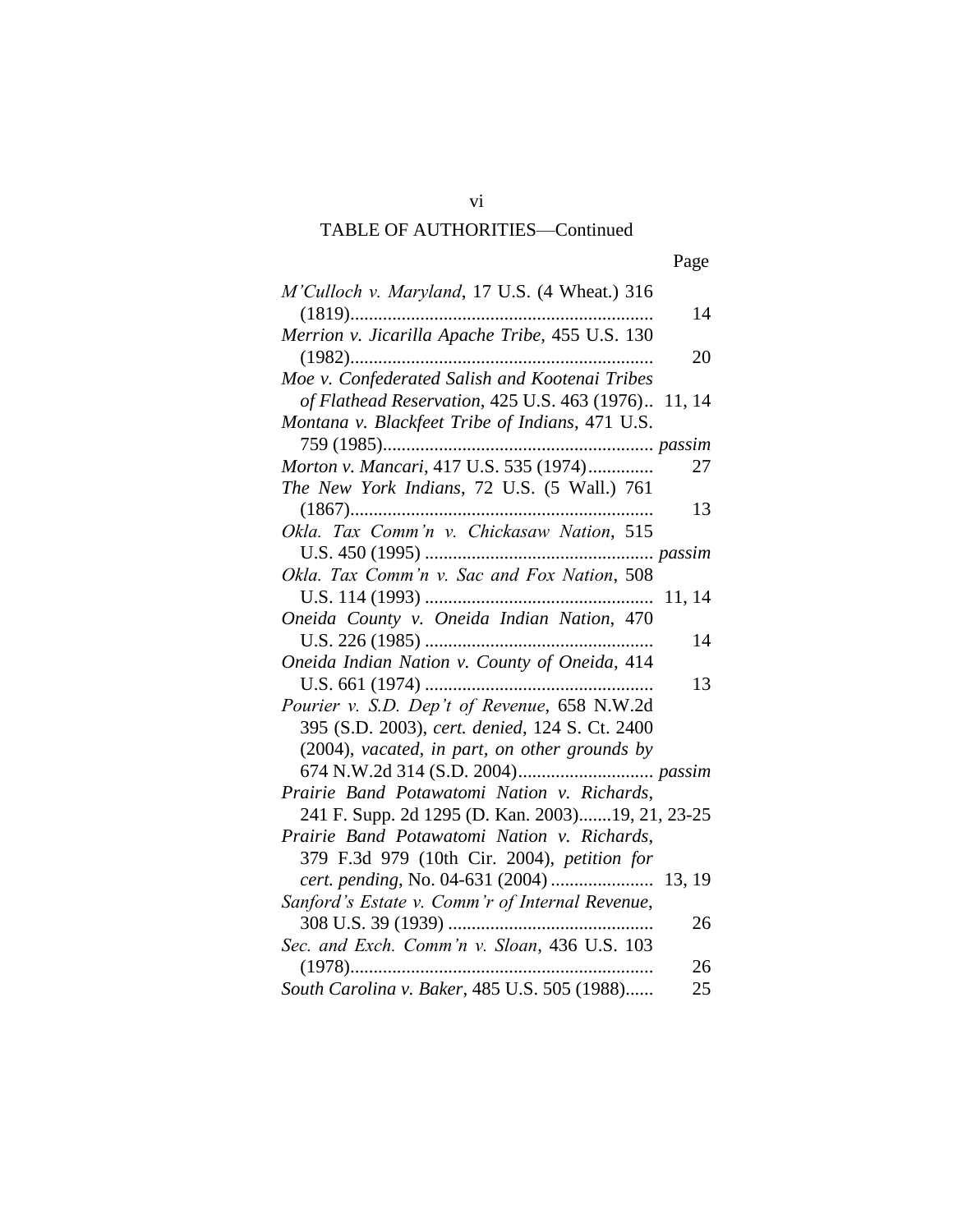TABLE OF AUTHORITIES—Continued

| | Page |
|---|---|
| *M'Culloch v. Maryland*, 17 U.S. (4 Wheat.) 316 (1819) | 14 |
| *Merrion v. Jicarilla Apache Tribe*, 455 U.S. 130 (1982) | 20 |
| *Moe v. Confederated Salish and Kootenai Tribes of Flathead Reservation*, 425 U.S. 463 (1976) | 11, 14 |
| *Montana v. Blackfeet Tribe of Indians*, 471 U.S. 759 (1985) | *passim* |
| *Morton v. Mancari*, 417 U.S. 535 (1974) | 27 |
| *The New York Indians*, 72 U.S. (5 Wall.) 761 (1867) | 13 |
| *Okla. Tax Comm'n v. Chickasaw Nation*, 515 U.S. 450 (1995) | *passim* |
| *Okla. Tax Comm'n v. Sac and Fox Nation*, 508 U.S. 114 (1993) | 11, 14 |
| *Oneida County v. Oneida Indian Nation*, 470 U.S. 226 (1985) | 14 |
| *Oneida Indian Nation v. County of Oneida*, 414 U.S. 661 (1974) | 13 |
| *Pourier v. S.D. Dep't of Revenue*, 658 N.W.2d 395 (S.D. 2003), *cert. denied*, 124 S. Ct. 2400 (2004), *vacated, in part, on other grounds by* 674 N.W.2d 314 (S.D. 2004) | *passim* |
| *Prairie Band Potawatomi Nation v. Richards*, 241 F. Supp. 2d 1295 (D. Kan. 2003) | 19, 21, 23-25 |
| *Prairie Band Potawatomi Nation v. Richards*, 379 F.3d 979 (10th Cir. 2004), *petition for cert. pending*, No. 04-631 (2004) | 13, 19 |
| *Sanford's Estate v. Comm'r of Internal Revenue*, 308 U.S. 39 (1939) | 26 |
| *Sec. and Exch. Comm'n v. Sloan*, 436 U.S. 103 (1978) | 26 |
| *South Carolina v. Baker*, 485 U.S. 505 (1988) | 25 |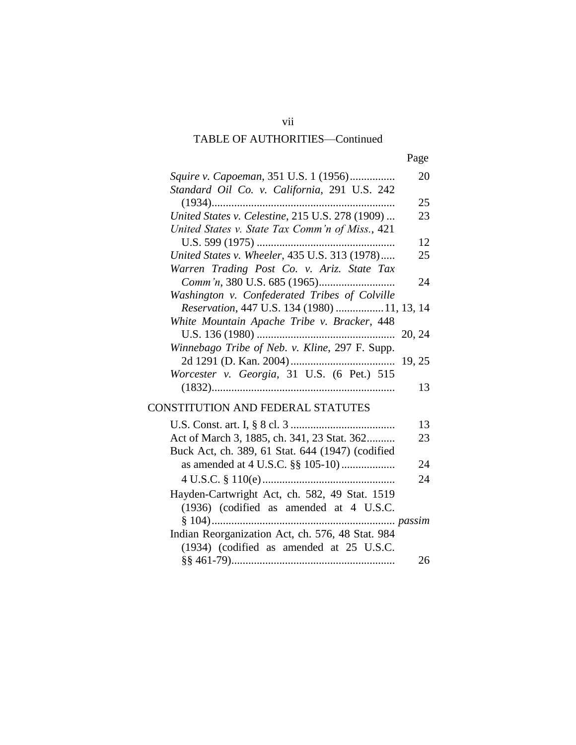TABLE OF AUTHORITIES—Continued

| | Page |
|---|---|
| *Squire v. Capoeman*, 351 U.S. 1 (1956) | 20 |
| *Standard Oil Co. v. California*, 291 U.S. 242 (1934) | 25 |
| *United States v. Celestine*, 215 U.S. 278 (1909) | 23 |
| *United States v. State Tax Comm'n of Miss.*, 421 U.S. 599 (1975) | 12 |
| *United States v. Wheeler*, 435 U.S. 313 (1978) | 25 |
| *Warren Trading Post Co. v. Ariz. State Tax Comm'n*, 380 U.S. 685 (1965) | 24 |
| *Washington v. Confederated Tribes of Colville Reservation*, 447 U.S. 134 (1980) | 11, 13, 14 |
| *White Mountain Apache Tribe v. Bracker*, 448 U.S. 136 (1980) | 20, 24 |
| *Winnebago Tribe of Neb. v. Kline*, 297 F. Supp. 2d 1291 (D. Kan. 2004) | 19, 25 |
| *Worcester v. Georgia*, 31 U.S. (6 Pet.) 515 (1832) | 13 |

## CONSTITUTION AND FEDERAL STATUTES

| | |
|---|---|
| U.S. Const. art. I, § 8 cl. 3 | 13 |
| Act of March 3, 1885, ch. 341, 23 Stat. 362 | 23 |
| Buck Act, ch. 389, 61 Stat. 644 (1947) (codified as amended at 4 U.S.C. §§ 105-10) | 24 |
| 4 U.S.C. § 110(e) | 24 |
| Hayden-Cartwright Act, ch. 582, 49 Stat. 1519 (1936) (codified as amended at 4 U.S.C. § 104) | *passim* |
| Indian Reorganization Act, ch. 576, 48 Stat. 984 (1934) (codified as amended at 25 U.S.C. §§ 461-79) | 26 |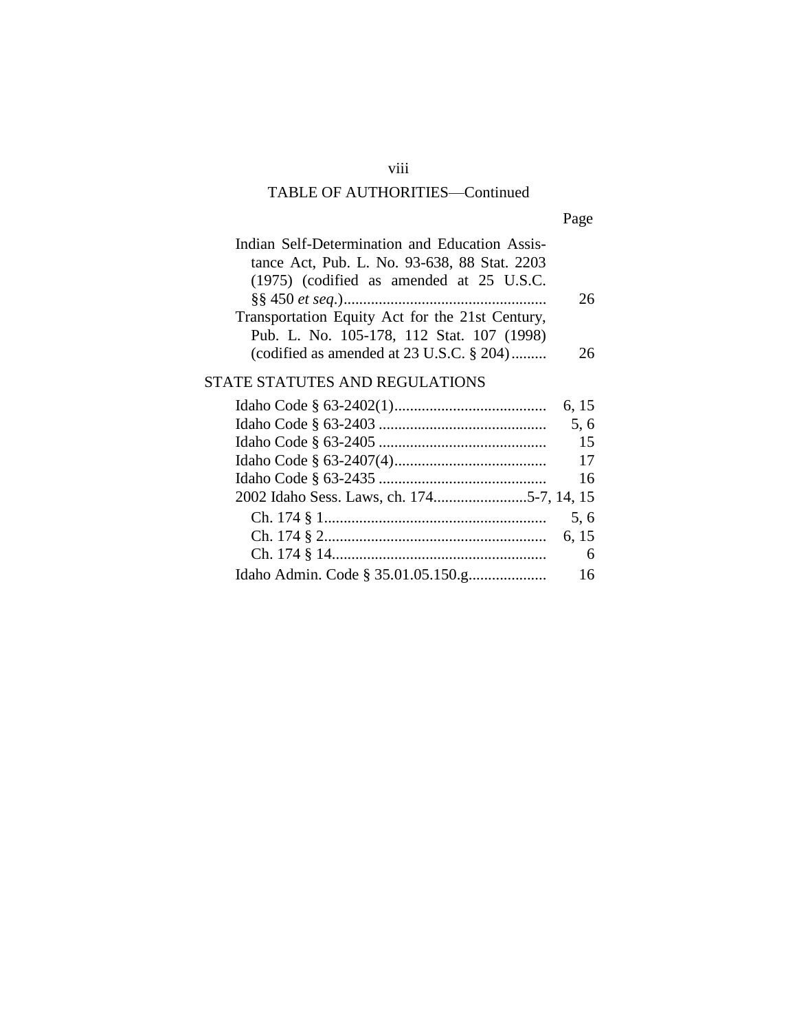## TABLE OF AUTHORITIES—Continued

| | Page |
|---|---|
| Indian Self-Determination and Education Assistance Act, Pub. L. No. 93-638, 88 Stat. 2203 (1975) (codified as amended at 25 U.S.C. §§ 450 *et seq.*) | 26 |
| Transportation Equity Act for the 21st Century, Pub. L. No. 105-178, 112 Stat. 107 (1998) (codified as amended at 23 U.S.C. § 204) | 26 |

### STATE STATUTES AND REGULATIONS

| | |
|---|---|
| Idaho Code § 63-2402(1) | 6, 15 |
| Idaho Code § 63-2403 | 5, 6 |
| Idaho Code § 63-2405 | 15 |
| Idaho Code § 63-2407(4) | 17 |
| Idaho Code § 63-2435 | 16 |
| 2002 Idaho Sess. Laws, ch. 174 | 5-7, 14, 15 |
| Ch. 174 § 1 | 5, 6 |
| Ch. 174 § 2 | 6, 15 |
| Ch. 174 § 14 | 6 |
| Idaho Admin. Code § 35.01.05.150.g | 16 |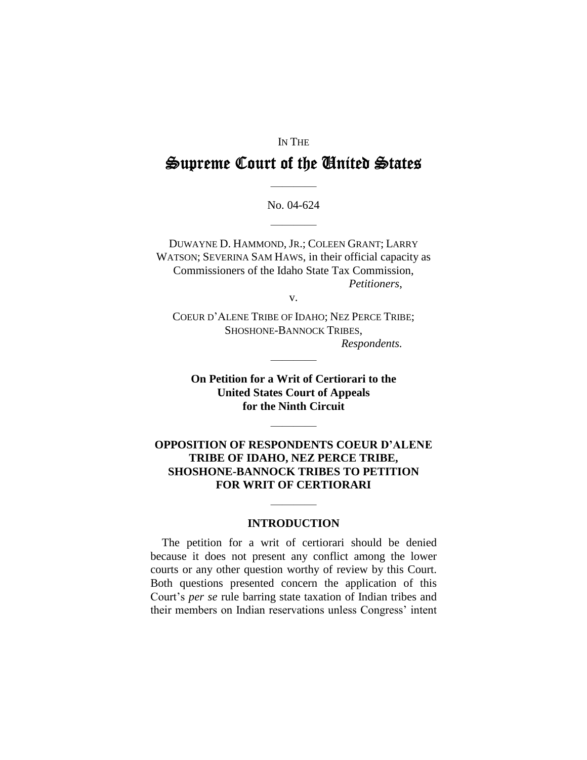IN THE

# Supreme Court of the United States

---

No. 04-624

---

DUWAYNE D. HAMMOND, JR.; COLEEN GRANT; LARRY WATSON; SEVERINA SAM HAWS, in their official capacity as Commissioners of the Idaho State Tax Commission,

*Petitioners*,

v.

COEUR D'ALENE TRIBE OF IDAHO; NEZ PERCE TRIBE; SHOSHONE-BANNOCK TRIBES,

*Respondents.*

---

**On Petition for a Writ of Certiorari to the United States Court of Appeals for the Ninth Circuit**

---

**OPPOSITION OF RESPONDENTS COEUR D'ALENE TRIBE OF IDAHO, NEZ PERCE TRIBE, SHOSHONE-BANNOCK TRIBES TO PETITION FOR WRIT OF CERTIORARI**

---

## INTRODUCTION

The petition for a writ of certiorari should be denied because it does not present any conflict among the lower courts or any other question worthy of review by this Court. Both questions presented concern the application of this Court's *per se* rule barring state taxation of Indian tribes and their members on Indian reservations unless Congress' intent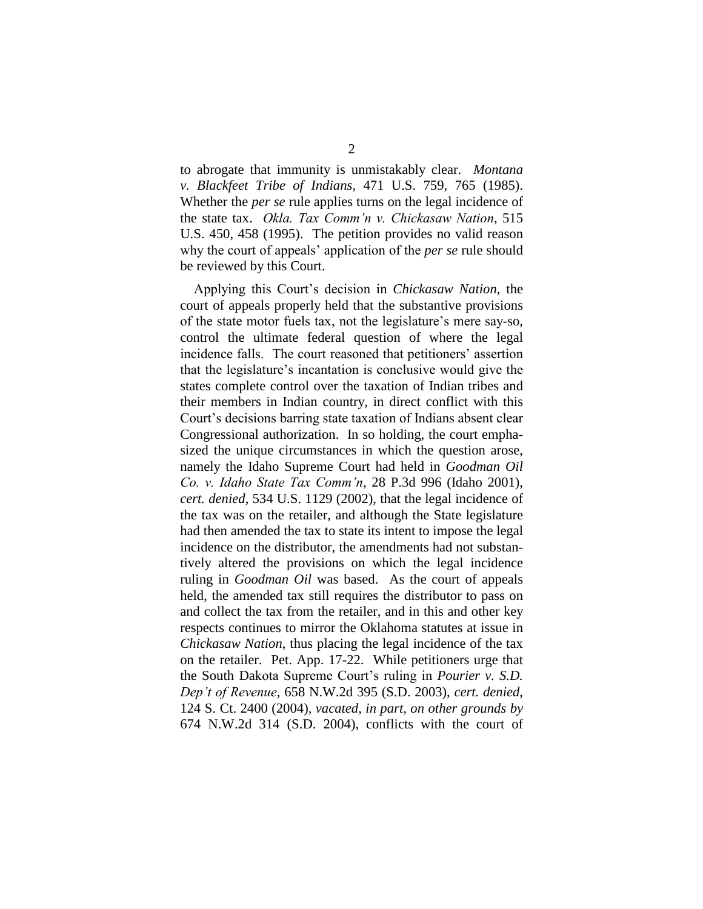to abrogate that immunity is unmistakably clear. *Montana v. Blackfeet Tribe of Indians*, 471 U.S. 759, 765 (1985). Whether the *per se* rule applies turns on the legal incidence of the state tax. *Okla. Tax Comm'n v. Chickasaw Nation*, 515 U.S. 450, 458 (1995). The petition provides no valid reason why the court of appeals' application of the *per se* rule should be reviewed by this Court.

Applying this Court's decision in *Chickasaw Nation*, the court of appeals properly held that the substantive provisions of the state motor fuels tax, not the legislature's mere say-so, control the ultimate federal question of where the legal incidence falls. The court reasoned that petitioners' assertion that the legislature's incantation is conclusive would give the states complete control over the taxation of Indian tribes and their members in Indian country, in direct conflict with this Court's decisions barring state taxation of Indians absent clear Congressional authorization. In so holding, the court emphasized the unique circumstances in which the question arose, namely the Idaho Supreme Court had held in *Goodman Oil Co. v. Idaho State Tax Comm'n*, 28 P.3d 996 (Idaho 2001), *cert. denied*, 534 U.S. 1129 (2002), that the legal incidence of the tax was on the retailer, and although the State legislature had then amended the tax to state its intent to impose the legal incidence on the distributor, the amendments had not substantively altered the provisions on which the legal incidence ruling in *Goodman Oil* was based. As the court of appeals held, the amended tax still requires the distributor to pass on and collect the tax from the retailer, and in this and other key respects continues to mirror the Oklahoma statutes at issue in *Chickasaw Nation*, thus placing the legal incidence of the tax on the retailer. Pet. App. 17-22. While petitioners urge that the South Dakota Supreme Court's ruling in *Pourier v. S.D. Dep't of Revenue*, 658 N.W.2d 395 (S.D. 2003), *cert. denied*, 124 S. Ct. 2400 (2004), *vacated, in part, on other grounds by* 674 N.W.2d 314 (S.D. 2004), conflicts with the court of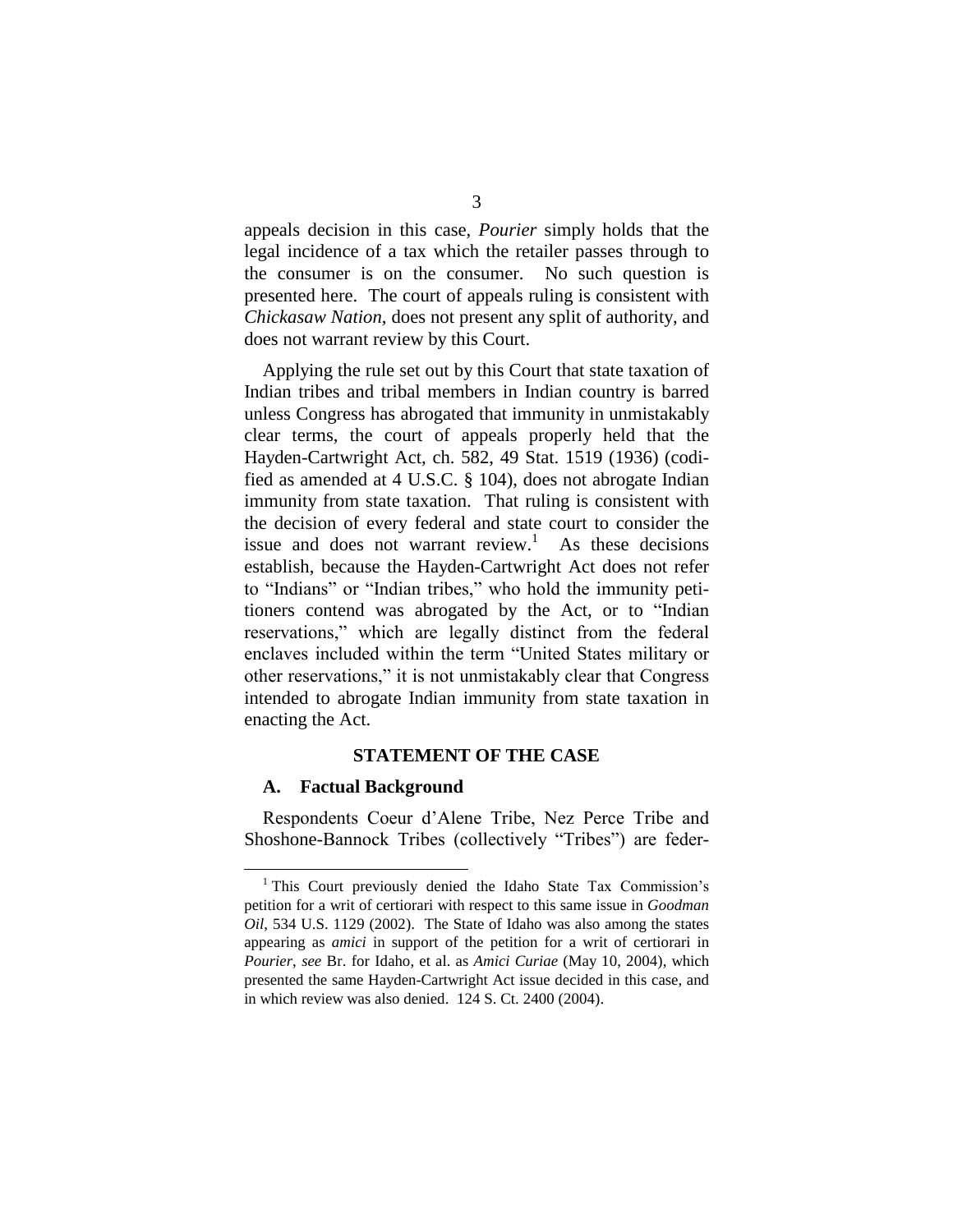appeals decision in this case, *Pourier* simply holds that the legal incidence of a tax which the retailer passes through to the consumer is on the consumer. No such question is presented here. The court of appeals ruling is consistent with *Chickasaw Nation*, does not present any split of authority, and does not warrant review by this Court.

Applying the rule set out by this Court that state taxation of Indian tribes and tribal members in Indian country is barred unless Congress has abrogated that immunity in unmistakably clear terms, the court of appeals properly held that the Hayden-Cartwright Act, ch. 582, 49 Stat. 1519 (1936) (codified as amended at 4 U.S.C. § 104), does not abrogate Indian immunity from state taxation. That ruling is consistent with the decision of every federal and state court to consider the issue and does not warrant review.[1] As these decisions establish, because the Hayden-Cartwright Act does not refer to "Indians" or "Indian tribes," who hold the immunity petitioners contend was abrogated by the Act, or to "Indian reservations," which are legally distinct from the federal enclaves included within the term "United States military or other reservations," it is not unmistakably clear that Congress intended to abrogate Indian immunity from state taxation in enacting the Act.

## STATEMENT OF THE CASE

### A. Factual Background

Respondents Coeur d'Alene Tribe, Nez Perce Tribe and Shoshone-Bannock Tribes (collectively "Tribes") are feder-

[1] This Court previously denied the Idaho State Tax Commission's petition for a writ of certiorari with respect to this same issue in *Goodman Oil*, 534 U.S. 1129 (2002). The State of Idaho was also among the states appearing as *amici* in support of the petition for a writ of certiorari in *Pourier*, *see* Br. for Idaho, et al. as *Amici Curiae* (May 10, 2004), which presented the same Hayden-Cartwright Act issue decided in this case, and in which review was also denied. 124 S. Ct. 2400 (2004).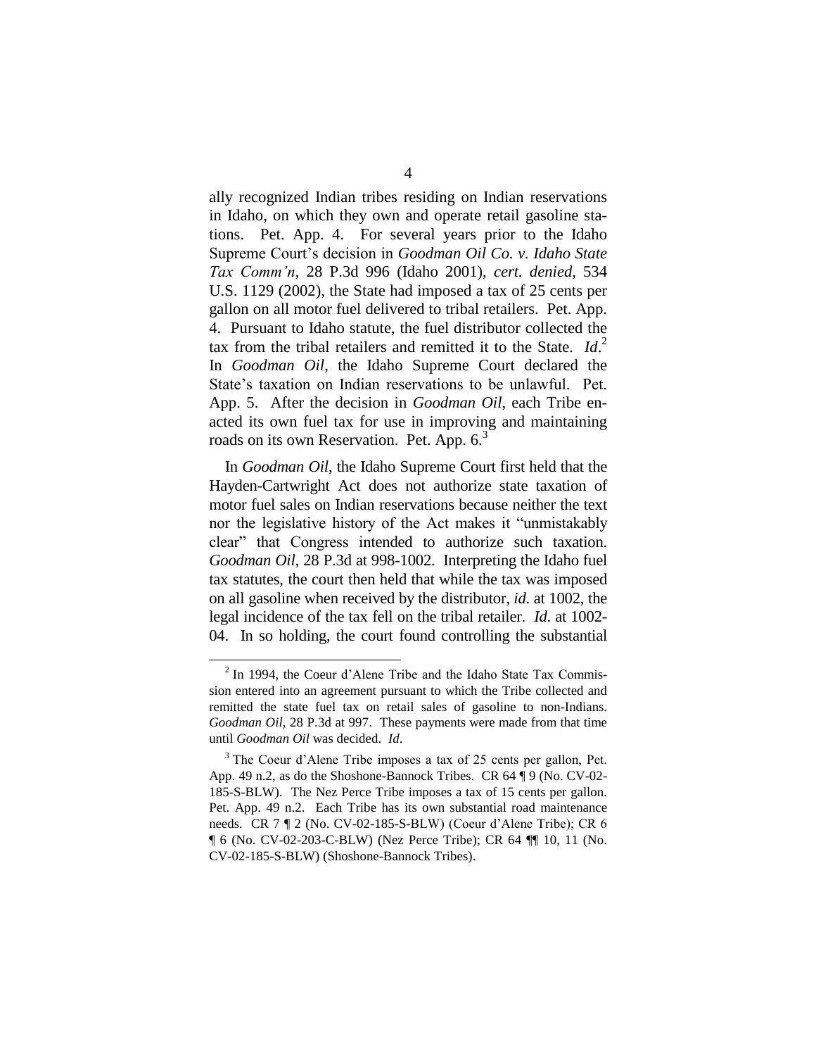ally recognized Indian tribes residing on Indian reservations in Idaho, on which they own and operate retail gasoline stations. Pet. App. 4. For several years prior to the Idaho Supreme Court's decision in *Goodman Oil Co. v. Idaho State Tax Comm'n*, 28 P.3d 996 (Idaho 2001), *cert. denied,* 534 U.S. 1129 (2002), the State had imposed a tax of 25 cents per gallon on all motor fuel delivered to tribal retailers. Pet. App. 4. Pursuant to Idaho statute, the fuel distributor collected the tax from the tribal retailers and remitted it to the State. *Id*.[2] In *Goodman Oil*, the Idaho Supreme Court declared the State's taxation on Indian reservations to be unlawful. Pet. App. 5. After the decision in *Goodman Oil*, each Tribe enacted its own fuel tax for use in improving and maintaining roads on its own Reservation. Pet. App. 6.[3]

In *Goodman Oil*, the Idaho Supreme Court first held that the Hayden-Cartwright Act does not authorize state taxation of motor fuel sales on Indian reservations because neither the text nor the legislative history of the Act makes it "unmistakably clear" that Congress intended to authorize such taxation. *Goodman Oil*, 28 P.3d at 998-1002. Interpreting the Idaho fuel tax statutes, the court then held that while the tax was imposed on all gasoline when received by the distributor, *id*. at 1002, the legal incidence of the tax fell on the tribal retailer. *Id*. at 1002-04. In so holding, the court found controlling the substantial

---

[2] In 1994, the Coeur d'Alene Tribe and the Idaho State Tax Commission entered into an agreement pursuant to which the Tribe collected and remitted the state fuel tax on retail sales of gasoline to non-Indians. *Goodman Oil*, 28 P.3d at 997. These payments were made from that time until *Goodman Oil* was decided. *Id*.

[3] The Coeur d'Alene Tribe imposes a tax of 25 cents per gallon, Pet. App. 49 n.2, as do the Shoshone-Bannock Tribes. CR 64 ¶ 9 (No. CV-02-185-S-BLW). The Nez Perce Tribe imposes a tax of 15 cents per gallon. Pet. App. 49 n.2. Each Tribe has its own substantial road maintenance needs. CR 7 ¶ 2 (No. CV-02-185-S-BLW) (Coeur d'Alene Tribe); CR 6 ¶ 6 (No. CV-02-203-C-BLW) (Nez Perce Tribe); CR 64 ¶¶ 10, 11 (No. CV-02-185-S-BLW) (Shoshone-Bannock Tribes).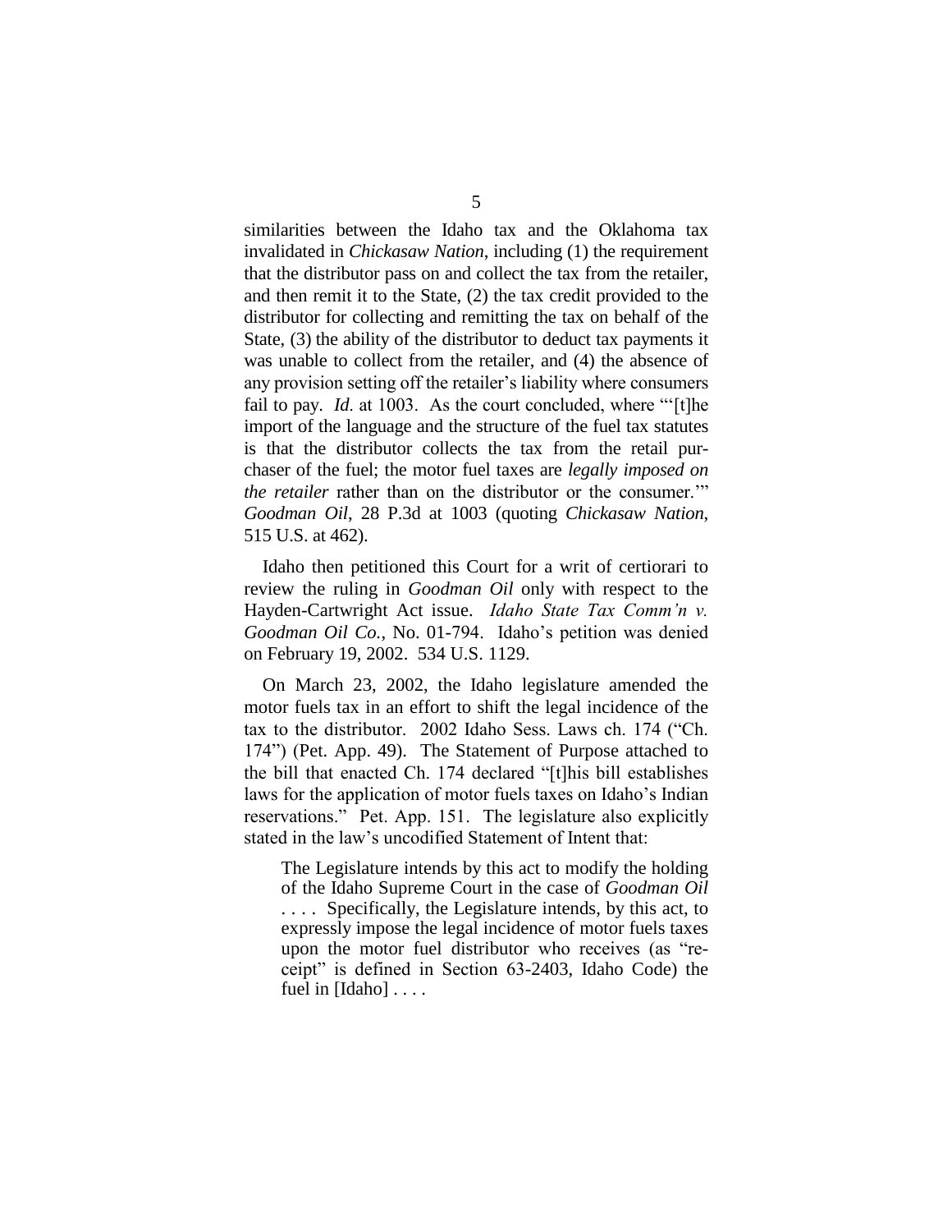similarities between the Idaho tax and the Oklahoma tax invalidated in *Chickasaw Nation*, including (1) the requirement that the distributor pass on and collect the tax from the retailer, and then remit it to the State, (2) the tax credit provided to the distributor for collecting and remitting the tax on behalf of the State, (3) the ability of the distributor to deduct tax payments it was unable to collect from the retailer, and (4) the absence of any provision setting off the retailer's liability where consumers fail to pay. *Id*. at 1003. As the court concluded, where "'[t]he import of the language and the structure of the fuel tax statutes is that the distributor collects the tax from the retail purchaser of the fuel; the motor fuel taxes are *legally imposed on the retailer* rather than on the distributor or the consumer.'" *Goodman Oil*, 28 P.3d at 1003 (quoting *Chickasaw Nation*, 515 U.S. at 462).

Idaho then petitioned this Court for a writ of certiorari to review the ruling in *Goodman Oil* only with respect to the Hayden-Cartwright Act issue. *Idaho State Tax Comm'n v. Goodman Oil Co.*, No. 01-794. Idaho's petition was denied on February 19, 2002. 534 U.S. 1129.

On March 23, 2002, the Idaho legislature amended the motor fuels tax in an effort to shift the legal incidence of the tax to the distributor. 2002 Idaho Sess. Laws ch. 174 ("Ch. 174") (Pet. App. 49). The Statement of Purpose attached to the bill that enacted Ch. 174 declared "[t]his bill establishes laws for the application of motor fuels taxes on Idaho's Indian reservations." Pet. App. 151. The legislature also explicitly stated in the law's uncodified Statement of Intent that:

> The Legislature intends by this act to modify the holding of the Idaho Supreme Court in the case of *Goodman Oil* . . . . Specifically, the Legislature intends, by this act, to expressly impose the legal incidence of motor fuels taxes upon the motor fuel distributor who receives (as "receipt" is defined in Section 63-2403, Idaho Code) the fuel in [Idaho] . . . .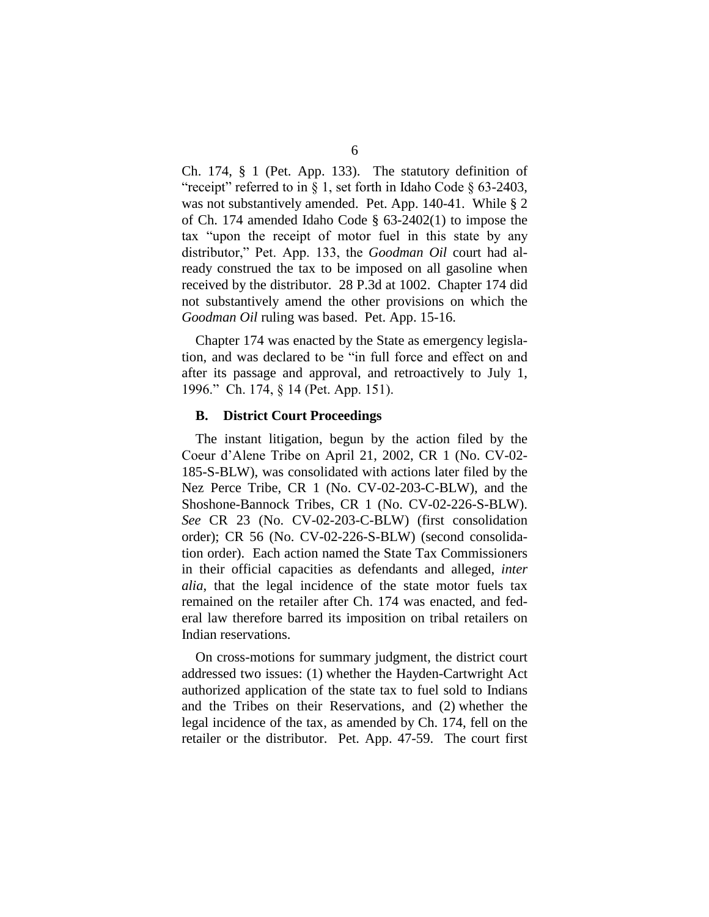Ch. 174, § 1 (Pet. App. 133). The statutory definition of "receipt" referred to in § 1, set forth in Idaho Code § 63-2403, was not substantively amended. Pet. App. 140-41. While § 2 of Ch. 174 amended Idaho Code § 63-2402(1) to impose the tax "upon the receipt of motor fuel in this state by any distributor," Pet. App. 133, the *Goodman Oil* court had already construed the tax to be imposed on all gasoline when received by the distributor. 28 P.3d at 1002. Chapter 174 did not substantively amend the other provisions on which the *Goodman Oil* ruling was based. Pet. App. 15-16.

Chapter 174 was enacted by the State as emergency legislation, and was declared to be "in full force and effect on and after its passage and approval, and retroactively to July 1, 1996." Ch. 174, § 14 (Pet. App. 151).

### B. District Court Proceedings

The instant litigation, begun by the action filed by the Coeur d'Alene Tribe on April 21, 2002, CR 1 (No. CV-02-185-S-BLW), was consolidated with actions later filed by the Nez Perce Tribe, CR 1 (No. CV-02-203-C-BLW), and the Shoshone-Bannock Tribes, CR 1 (No. CV-02-226-S-BLW). *See* CR 23 (No. CV-02-203-C-BLW) (first consolidation order); CR 56 (No. CV-02-226-S-BLW) (second consolidation order). Each action named the State Tax Commissioners in their official capacities as defendants and alleged, *inter alia*, that the legal incidence of the state motor fuels tax remained on the retailer after Ch. 174 was enacted, and federal law therefore barred its imposition on tribal retailers on Indian reservations.

On cross-motions for summary judgment, the district court addressed two issues: (1) whether the Hayden-Cartwright Act authorized application of the state tax to fuel sold to Indians and the Tribes on their Reservations, and (2) whether the legal incidence of the tax, as amended by Ch. 174, fell on the retailer or the distributor. Pet. App. 47-59. The court first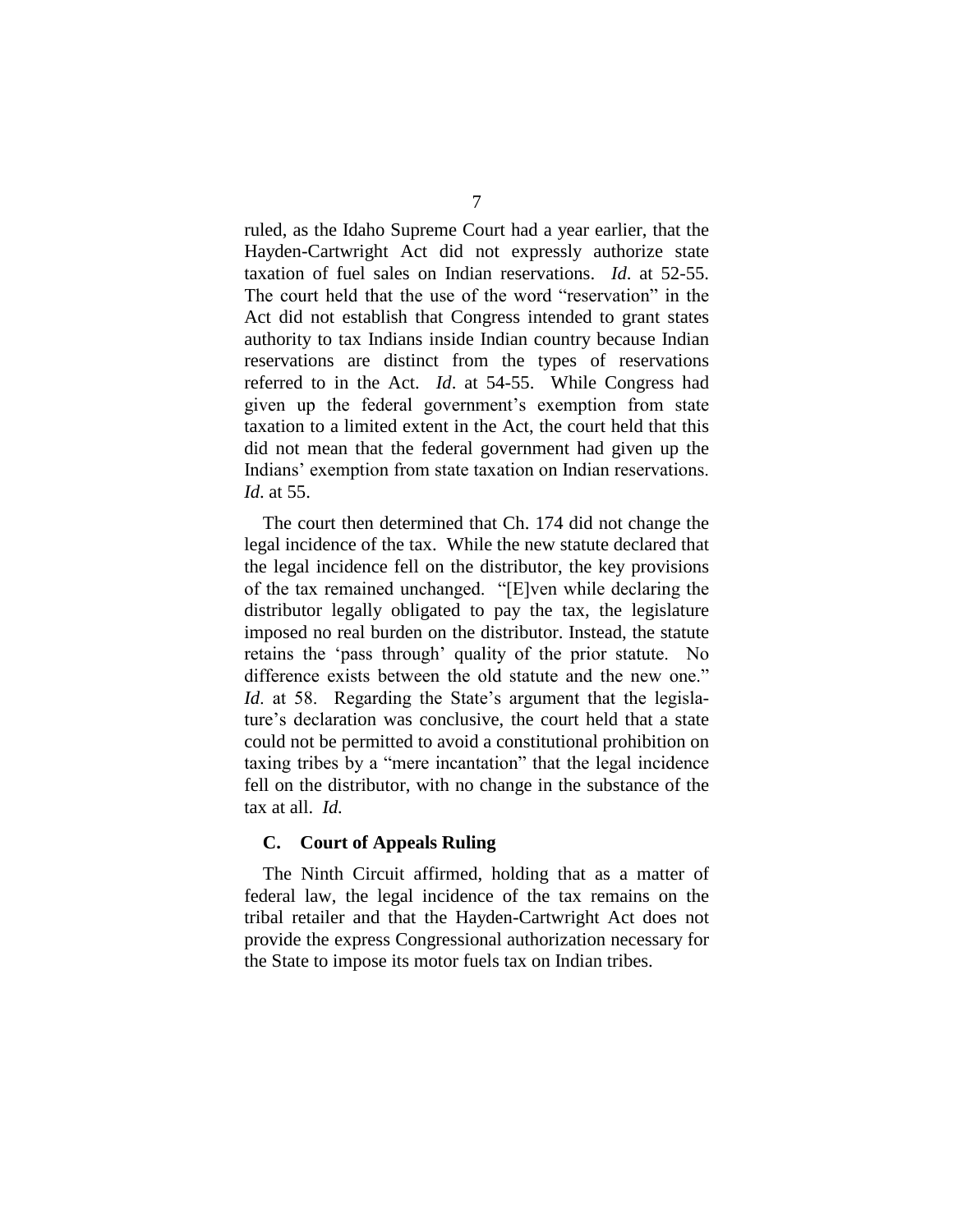ruled, as the Idaho Supreme Court had a year earlier, that the Hayden-Cartwright Act did not expressly authorize state taxation of fuel sales on Indian reservations. *Id*. at 52-55. The court held that the use of the word "reservation" in the Act did not establish that Congress intended to grant states authority to tax Indians inside Indian country because Indian reservations are distinct from the types of reservations referred to in the Act. *Id*. at 54-55. While Congress had given up the federal government's exemption from state taxation to a limited extent in the Act, the court held that this did not mean that the federal government had given up the Indians' exemption from state taxation on Indian reservations. *Id*. at 55.

The court then determined that Ch. 174 did not change the legal incidence of the tax. While the new statute declared that the legal incidence fell on the distributor, the key provisions of the tax remained unchanged. "[E]ven while declaring the distributor legally obligated to pay the tax, the legislature imposed no real burden on the distributor. Instead, the statute retains the 'pass through' quality of the prior statute. No difference exists between the old statute and the new one." *Id*. at 58. Regarding the State's argument that the legislature's declaration was conclusive, the court held that a state could not be permitted to avoid a constitutional prohibition on taxing tribes by a "mere incantation" that the legal incidence fell on the distributor, with no change in the substance of the tax at all. *Id.*

### C. Court of Appeals Ruling

The Ninth Circuit affirmed, holding that as a matter of federal law, the legal incidence of the tax remains on the tribal retailer and that the Hayden-Cartwright Act does not provide the express Congressional authorization necessary for the State to impose its motor fuels tax on Indian tribes.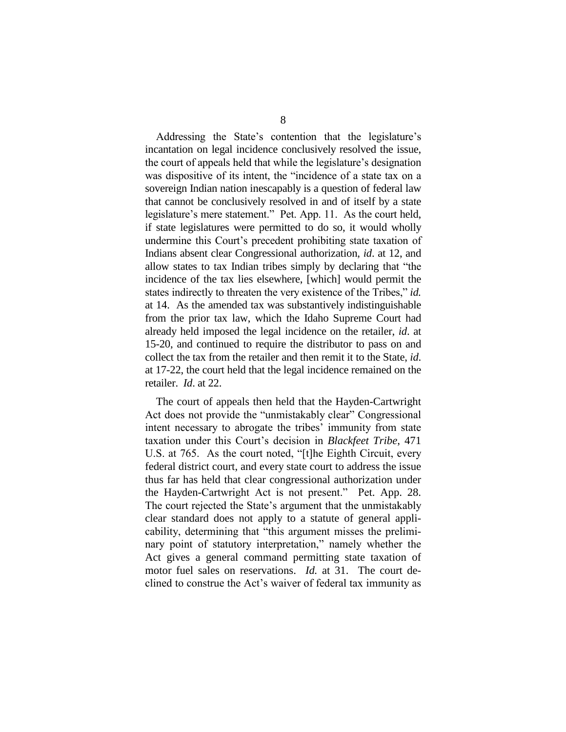Addressing the State's contention that the legislature's incantation on legal incidence conclusively resolved the issue, the court of appeals held that while the legislature's designation was dispositive of its intent, the "incidence of a state tax on a sovereign Indian nation inescapably is a question of federal law that cannot be conclusively resolved in and of itself by a state legislature's mere statement." Pet. App. 11. As the court held, if state legislatures were permitted to do so, it would wholly undermine this Court's precedent prohibiting state taxation of Indians absent clear Congressional authorization, *id*. at 12, and allow states to tax Indian tribes simply by declaring that "the incidence of the tax lies elsewhere, [which] would permit the states indirectly to threaten the very existence of the Tribes," *id.* at 14. As the amended tax was substantively indistinguishable from the prior tax law, which the Idaho Supreme Court had already held imposed the legal incidence on the retailer, *id*. at 15-20, and continued to require the distributor to pass on and collect the tax from the retailer and then remit it to the State, *id.* at 17-22, the court held that the legal incidence remained on the retailer. *Id*. at 22.

The court of appeals then held that the Hayden-Cartwright Act does not provide the "unmistakably clear" Congressional intent necessary to abrogate the tribes' immunity from state taxation under this Court's decision in *Blackfeet Tribe*, 471 U.S. at 765. As the court noted, "[t]he Eighth Circuit, every federal district court, and every state court to address the issue thus far has held that clear congressional authorization under the Hayden-Cartwright Act is not present." Pet. App. 28. The court rejected the State's argument that the unmistakably clear standard does not apply to a statute of general applicability, determining that "this argument misses the preliminary point of statutory interpretation," namely whether the Act gives a general command permitting state taxation of motor fuel sales on reservations. *Id.* at 31. The court declined to construe the Act's waiver of federal tax immunity as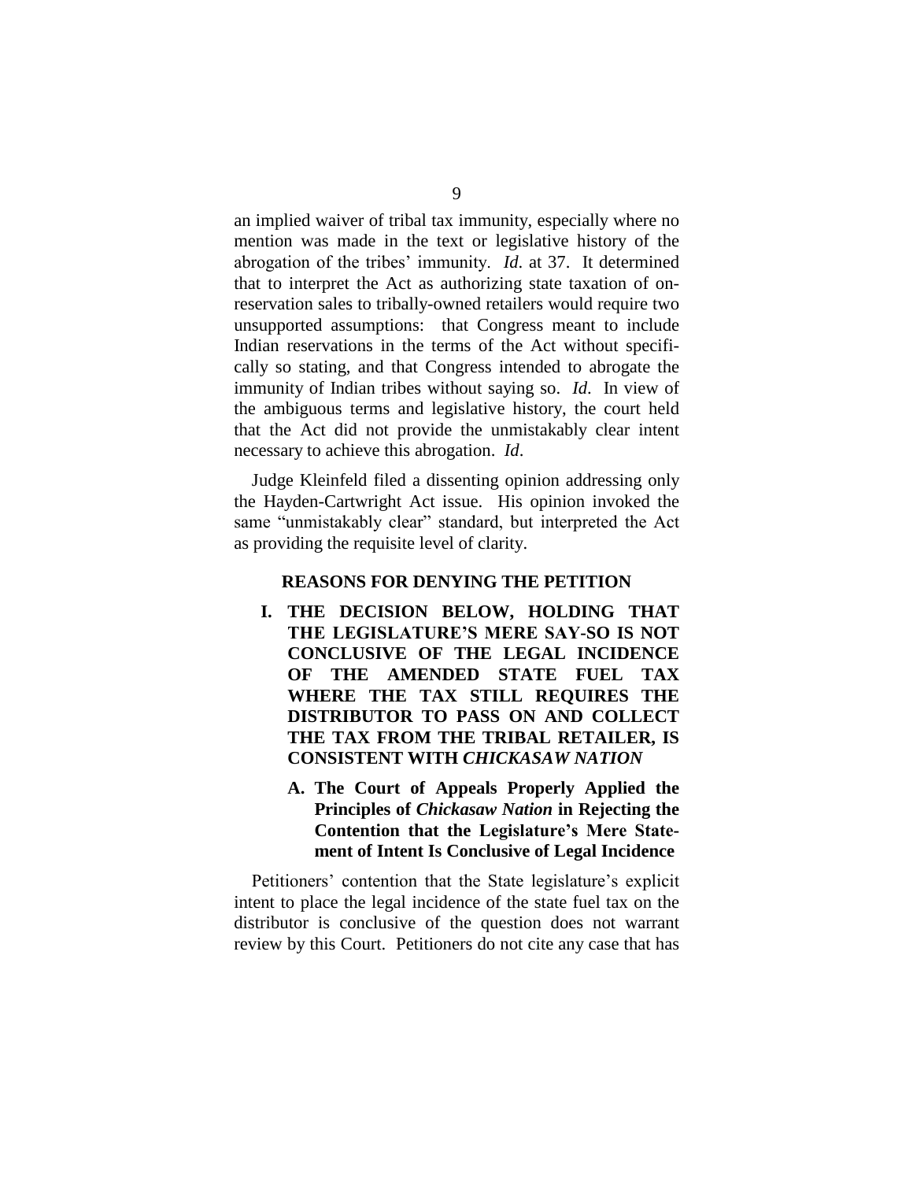an implied waiver of tribal tax immunity, especially where no mention was made in the text or legislative history of the abrogation of the tribes' immunity. *Id*. at 37. It determined that to interpret the Act as authorizing state taxation of on-reservation sales to tribally-owned retailers would require two unsupported assumptions: that Congress meant to include Indian reservations in the terms of the Act without specifically so stating, and that Congress intended to abrogate the immunity of Indian tribes without saying so. *Id*. In view of the ambiguous terms and legislative history, the court held that the Act did not provide the unmistakably clear intent necessary to achieve this abrogation. *Id*.

Judge Kleinfeld filed a dissenting opinion addressing only the Hayden-Cartwright Act issue. His opinion invoked the same "unmistakably clear" standard, but interpreted the Act as providing the requisite level of clarity.

## REASONS FOR DENYING THE PETITION

### I. THE DECISION BELOW, HOLDING THAT THE LEGISLATURE'S MERE SAY-SO IS NOT CONCLUSIVE OF THE LEGAL INCIDENCE OF THE AMENDED STATE FUEL TAX WHERE THE TAX STILL REQUIRES THE DISTRIBUTOR TO PASS ON AND COLLECT THE TAX FROM THE TRIBAL RETAILER, IS CONSISTENT WITH *CHICKASAW NATION*

#### A. The Court of Appeals Properly Applied the Principles of *Chickasaw Nation* in Rejecting the Contention that the Legislature's Mere Statement of Intent Is Conclusive of Legal Incidence

Petitioners' contention that the State legislature's explicit intent to place the legal incidence of the state fuel tax on the distributor is conclusive of the question does not warrant review by this Court. Petitioners do not cite any case that has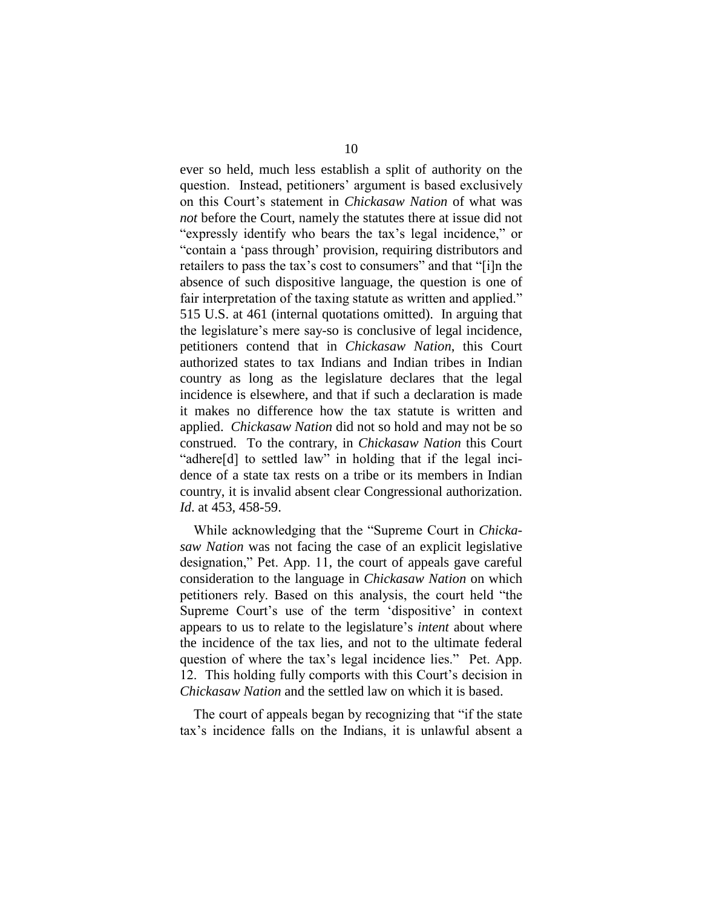ever so held, much less establish a split of authority on the question. Instead, petitioners' argument is based exclusively on this Court's statement in *Chickasaw Nation* of what was *not* before the Court, namely the statutes there at issue did not "expressly identify who bears the tax's legal incidence," or "contain a 'pass through' provision, requiring distributors and retailers to pass the tax's cost to consumers" and that "[i]n the absence of such dispositive language, the question is one of fair interpretation of the taxing statute as written and applied." 515 U.S. at 461 (internal quotations omitted). In arguing that the legislature's mere say-so is conclusive of legal incidence, petitioners contend that in *Chickasaw Nation*, this Court authorized states to tax Indians and Indian tribes in Indian country as long as the legislature declares that the legal incidence is elsewhere, and that if such a declaration is made it makes no difference how the tax statute is written and applied. *Chickasaw Nation* did not so hold and may not be so construed. To the contrary, in *Chickasaw Nation* this Court "adhere[d] to settled law" in holding that if the legal incidence of a state tax rests on a tribe or its members in Indian country, it is invalid absent clear Congressional authorization. *Id*. at 453, 458-59.

While acknowledging that the "Supreme Court in *Chickasaw Nation* was not facing the case of an explicit legislative designation," Pet. App. 11, the court of appeals gave careful consideration to the language in *Chickasaw Nation* on which petitioners rely. Based on this analysis, the court held "the Supreme Court's use of the term 'dispositive' in context appears to us to relate to the legislature's *intent* about where the incidence of the tax lies, and not to the ultimate federal question of where the tax's legal incidence lies." Pet. App. 12. This holding fully comports with this Court's decision in *Chickasaw Nation* and the settled law on which it is based.

The court of appeals began by recognizing that "if the state tax's incidence falls on the Indians, it is unlawful absent a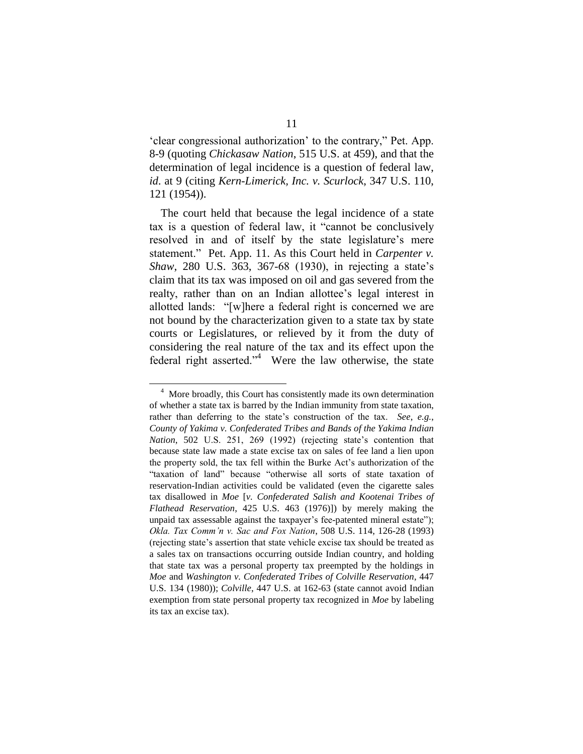'clear congressional authorization' to the contrary," Pet. App. 8-9 (quoting *Chickasaw Nation*, 515 U.S. at 459), and that the determination of legal incidence is a question of federal law, *id*. at 9 (citing *Kern-Limerick, Inc. v. Scurlock*, 347 U.S. 110, 121 (1954)).

The court held that because the legal incidence of a state tax is a question of federal law, it "cannot be conclusively resolved in and of itself by the state legislature's mere statement." Pet. App. 11. As this Court held in *Carpenter v. Shaw*, 280 U.S. 363, 367-68 (1930), in rejecting a state's claim that its tax was imposed on oil and gas severed from the realty, rather than on an Indian allottee's legal interest in allotted lands: "[w]here a federal right is concerned we are not bound by the characterization given to a state tax by state courts or Legislatures, or relieved by it from the duty of considering the real nature of the tax and its effect upon the federal right asserted."[4] Were the law otherwise, the state

[4] More broadly, this Court has consistently made its own determination of whether a state tax is barred by the Indian immunity from state taxation, rather than deferring to the state's construction of the tax. *See, e.g.*, *County of Yakima v. Confederated Tribes and Bands of the Yakima Indian Nation*, 502 U.S. 251, 269 (1992) (rejecting state's contention that because state law made a state excise tax on sales of fee land a lien upon the property sold, the tax fell within the Burke Act's authorization of the "taxation of land" because "otherwise all sorts of state taxation of reservation-Indian activities could be validated (even the cigarette sales tax disallowed in *Moe* [*v. Confederated Salish and Kootenai Tribes of Flathead Reservation*, 425 U.S. 463 (1976)]) by merely making the unpaid tax assessable against the taxpayer's fee-patented mineral estate"); *Okla. Tax Comm'n v. Sac and Fox Nation*, 508 U.S. 114, 126-28 (1993) (rejecting state's assertion that state vehicle excise tax should be treated as a sales tax on transactions occurring outside Indian country, and holding that state tax was a personal property tax preempted by the holdings in *Moe* and *Washington v. Confederated Tribes of Colville Reservation*, 447 U.S. 134 (1980)); *Colville*, 447 U.S. at 162-63 (state cannot avoid Indian exemption from state personal property tax recognized in *Moe* by labeling its tax an excise tax).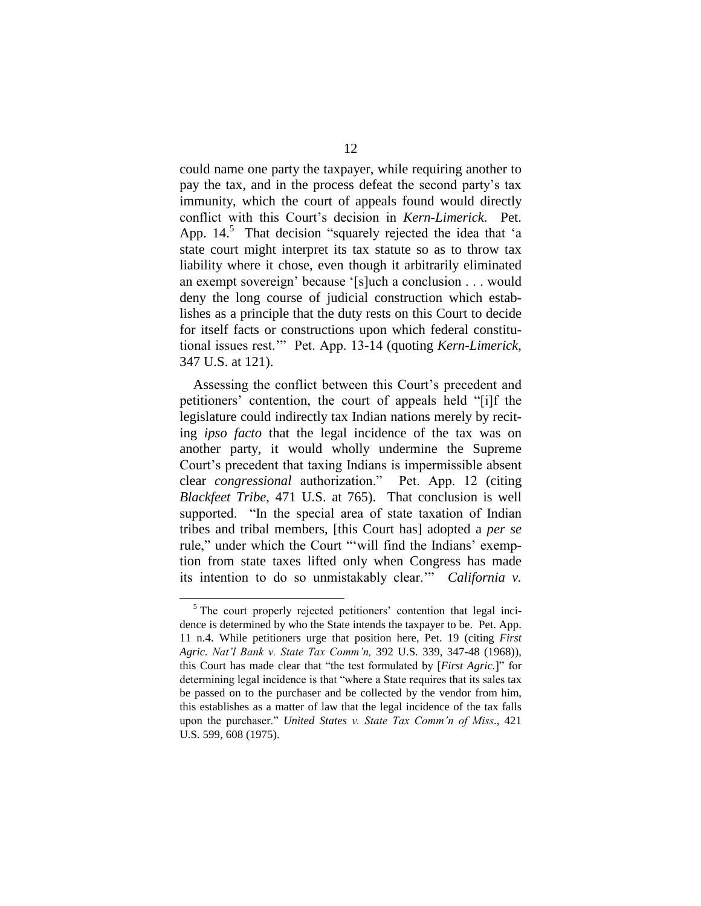could name one party the taxpayer, while requiring another to pay the tax, and in the process defeat the second party's tax immunity, which the court of appeals found would directly conflict with this Court's decision in *Kern-Limerick*. Pet. App. 14.[5] That decision "squarely rejected the idea that 'a state court might interpret its tax statute so as to throw tax liability where it chose, even though it arbitrarily eliminated an exempt sovereign' because '[s]uch a conclusion . . . would deny the long course of judicial construction which establishes as a principle that the duty rests on this Court to decide for itself facts or constructions upon which federal constitutional issues rest.'" Pet. App. 13-14 (quoting *Kern-Limerick*, 347 U.S. at 121).

Assessing the conflict between this Court's precedent and petitioners' contention, the court of appeals held "[i]f the legislature could indirectly tax Indian nations merely by reciting *ipso facto* that the legal incidence of the tax was on another party, it would wholly undermine the Supreme Court's precedent that taxing Indians is impermissible absent clear *congressional* authorization." Pet. App. 12 (citing *Blackfeet Tribe*, 471 U.S. at 765). That conclusion is well supported. "In the special area of state taxation of Indian tribes and tribal members, [this Court has] adopted a *per se* rule," under which the Court "'will find the Indians' exemption from state taxes lifted only when Congress has made its intention to do so unmistakably clear.'" *California v.*

---

[5] The court properly rejected petitioners' contention that legal incidence is determined by who the State intends the taxpayer to be. Pet. App. 11 n.4. While petitioners urge that position here, Pet. 19 (citing *First Agric. Nat'l Bank v. State Tax Comm'n,* 392 U.S. 339, 347-48 (1968)), this Court has made clear that "the test formulated by [*First Agric.*]" for determining legal incidence is that "where a State requires that its sales tax be passed on to the purchaser and be collected by the vendor from him, this establishes as a matter of law that the legal incidence of the tax falls upon the purchaser." *United States v. State Tax Comm'n of Miss*., 421 U.S. 599, 608 (1975).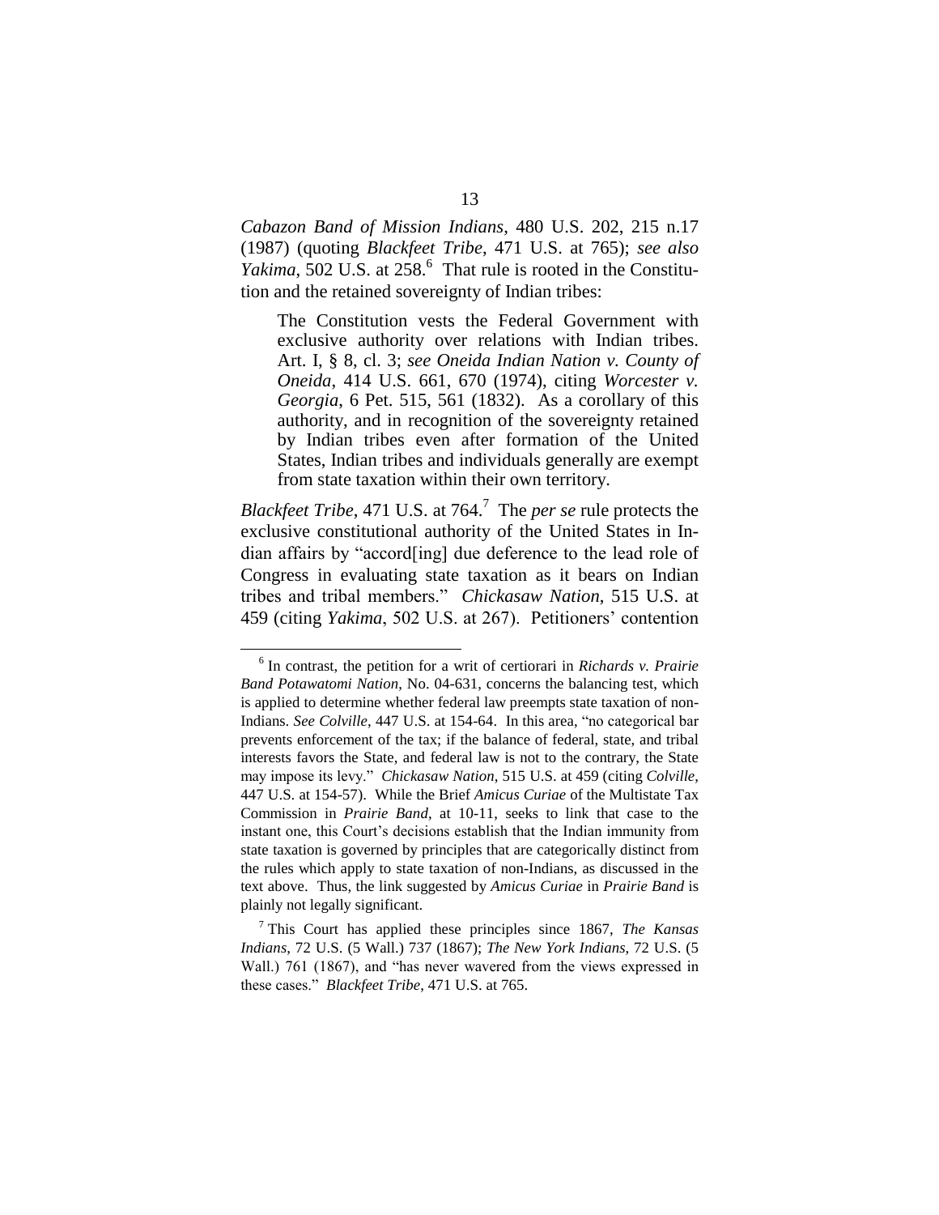*Cabazon Band of Mission Indians*, 480 U.S. 202, 215 n.17 (1987) (quoting *Blackfeet Tribe*, 471 U.S. at 765); *see also Yakima*, 502 U.S. at 258.[6] That rule is rooted in the Constitution and the retained sovereignty of Indian tribes:

> The Constitution vests the Federal Government with exclusive authority over relations with Indian tribes. Art. I, § 8, cl. 3; *see Oneida Indian Nation v. County of Oneida*, 414 U.S. 661, 670 (1974), citing *Worcester v. Georgia*, 6 Pet. 515, 561 (1832). As a corollary of this authority, and in recognition of the sovereignty retained by Indian tribes even after formation of the United States, Indian tribes and individuals generally are exempt from state taxation within their own territory.

*Blackfeet Tribe*, 471 U.S. at 764.[7] The *per se* rule protects the exclusive constitutional authority of the United States in Indian affairs by "accord[ing] due deference to the lead role of Congress in evaluating state taxation as it bears on Indian tribes and tribal members." *Chickasaw Nation*, 515 U.S. at 459 (citing *Yakima*, 502 U.S. at 267). Petitioners' contention

---

[6] In contrast, the petition for a writ of certiorari in *Richards v. Prairie Band Potawatomi Nation*, No. 04-631, concerns the balancing test, which is applied to determine whether federal law preempts state taxation of non-Indians. *See Colville*, 447 U.S. at 154-64. In this area, "no categorical bar prevents enforcement of the tax; if the balance of federal, state, and tribal interests favors the State, and federal law is not to the contrary, the State may impose its levy." *Chickasaw Nation*, 515 U.S. at 459 (citing *Colville*, 447 U.S. at 154-57). While the Brief *Amicus Curiae* of the Multistate Tax Commission in *Prairie Band*, at 10-11, seeks to link that case to the instant one, this Court's decisions establish that the Indian immunity from state taxation is governed by principles that are categorically distinct from the rules which apply to state taxation of non-Indians, as discussed in the text above. Thus, the link suggested by *Amicus Curiae* in *Prairie Band* is plainly not legally significant.

[7] This Court has applied these principles since 1867, *The Kansas Indians*, 72 U.S. (5 Wall.) 737 (1867); *The New York Indians*, 72 U.S. (5 Wall.) 761 (1867), and "has never wavered from the views expressed in these cases." *Blackfeet Tribe*, 471 U.S. at 765.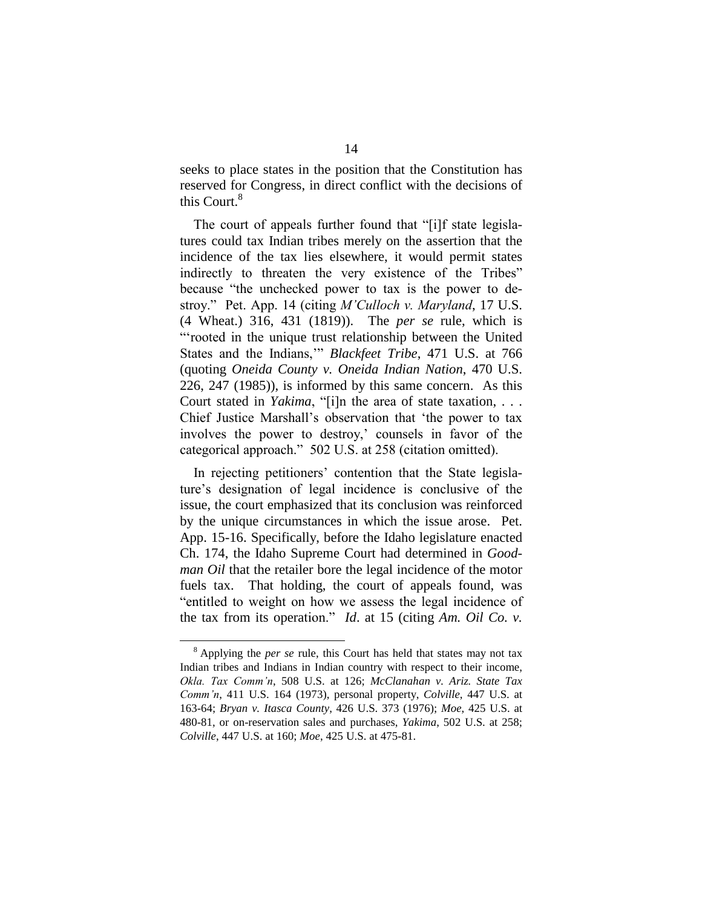seeks to place states in the position that the Constitution has reserved for Congress, in direct conflict with the decisions of this Court.[8]

The court of appeals further found that "[i]f state legislatures could tax Indian tribes merely on the assertion that the incidence of the tax lies elsewhere, it would permit states indirectly to threaten the very existence of the Tribes" because "the unchecked power to tax is the power to destroy." Pet. App. 14 (citing *M'Culloch v. Maryland*, 17 U.S. (4 Wheat.) 316, 431 (1819)). The *per se* rule, which is "'rooted in the unique trust relationship between the United States and the Indians,'" *Blackfeet Tribe*, 471 U.S. at 766 (quoting *Oneida County v. Oneida Indian Nation*, 470 U.S. 226, 247 (1985)), is informed by this same concern. As this Court stated in *Yakima*, "[i]n the area of state taxation, . . . Chief Justice Marshall's observation that 'the power to tax involves the power to destroy,' counsels in favor of the categorical approach." 502 U.S. at 258 (citation omitted).

In rejecting petitioners' contention that the State legislature's designation of legal incidence is conclusive of the issue, the court emphasized that its conclusion was reinforced by the unique circumstances in which the issue arose. Pet. App. 15-16. Specifically, before the Idaho legislature enacted Ch. 174, the Idaho Supreme Court had determined in *Goodman Oil* that the retailer bore the legal incidence of the motor fuels tax. That holding, the court of appeals found, was "entitled to weight on how we assess the legal incidence of the tax from its operation." *Id*. at 15 (citing *Am. Oil Co. v.*

---

[8] Applying the *per se* rule, this Court has held that states may not tax Indian tribes and Indians in Indian country with respect to their income, *Okla. Tax Comm'n*, 508 U.S. at 126; *McClanahan v. Ariz. State Tax Comm'n*, 411 U.S. 164 (1973), personal property, *Colville*, 447 U.S. at 163-64; *Bryan v. Itasca County*, 426 U.S. 373 (1976); *Moe*, 425 U.S. at 480-81, or on-reservation sales and purchases, *Yakima*, 502 U.S. at 258; *Colville*, 447 U.S. at 160; *Moe*, 425 U.S. at 475-81.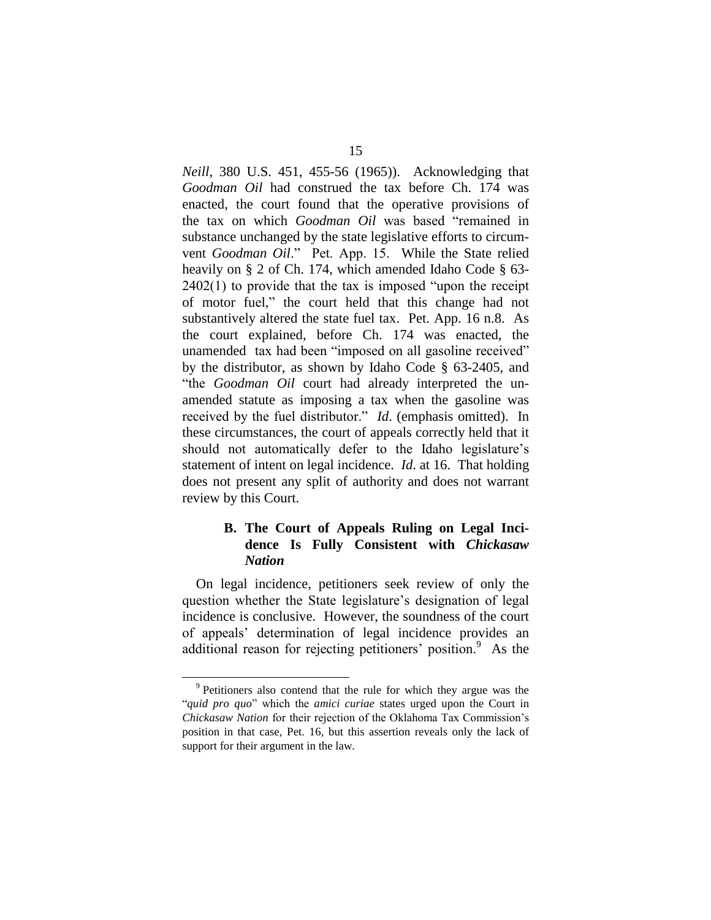*Neill*, 380 U.S. 451, 455-56 (1965)). Acknowledging that *Goodman Oil* had construed the tax before Ch. 174 was enacted, the court found that the operative provisions of the tax on which *Goodman Oil* was based "remained in substance unchanged by the state legislative efforts to circumvent *Goodman Oil*." Pet. App. 15. While the State relied heavily on § 2 of Ch. 174, which amended Idaho Code § 63-2402(1) to provide that the tax is imposed "upon the receipt of motor fuel," the court held that this change had not substantively altered the state fuel tax. Pet. App. 16 n.8. As the court explained, before Ch. 174 was enacted, the unamended tax had been "imposed on all gasoline received" by the distributor, as shown by Idaho Code § 63-2405, and "the *Goodman Oil* court had already interpreted the unamended statute as imposing a tax when the gasoline was received by the fuel distributor." *Id*. (emphasis omitted). In these circumstances, the court of appeals correctly held that it should not automatically defer to the Idaho legislature's statement of intent on legal incidence. *Id*. at 16. That holding does not present any split of authority and does not warrant review by this Court.

### B. The Court of Appeals Ruling on Legal Incidence Is Fully Consistent with *Chickasaw Nation*

On legal incidence, petitioners seek review of only the question whether the State legislature's designation of legal incidence is conclusive. However, the soundness of the court of appeals' determination of legal incidence provides an additional reason for rejecting petitioners' position.[9] As the

[9] Petitioners also contend that the rule for which they argue was the "*quid pro quo*" which the *amici curiae* states urged upon the Court in *Chickasaw Nation* for their rejection of the Oklahoma Tax Commission's position in that case, Pet. 16, but this assertion reveals only the lack of support for their argument in the law.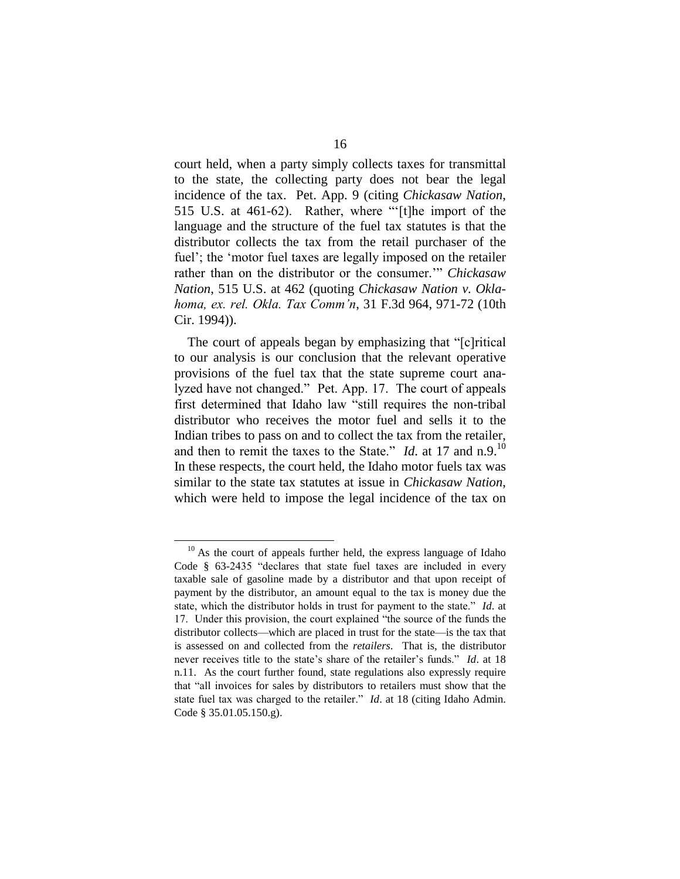court held, when a party simply collects taxes for transmittal to the state, the collecting party does not bear the legal incidence of the tax. Pet. App. 9 (citing *Chickasaw Nation*, 515 U.S. at 461-62). Rather, where "'[t]he import of the language and the structure of the fuel tax statutes is that the distributor collects the tax from the retail purchaser of the fuel'; the 'motor fuel taxes are legally imposed on the retailer rather than on the distributor or the consumer.'" *Chickasaw Nation*, 515 U.S. at 462 (quoting *Chickasaw Nation v. Oklahoma, ex. rel. Okla. Tax Comm'n*, 31 F.3d 964, 971-72 (10th Cir. 1994)).

The court of appeals began by emphasizing that "[c]ritical to our analysis is our conclusion that the relevant operative provisions of the fuel tax that the state supreme court analyzed have not changed." Pet. App. 17. The court of appeals first determined that Idaho law "still requires the non-tribal distributor who receives the motor fuel and sells it to the Indian tribes to pass on and to collect the tax from the retailer, and then to remit the taxes to the State." *Id*. at 17 and n.9.[10] In these respects, the court held, the Idaho motor fuels tax was similar to the state tax statutes at issue in *Chickasaw Nation*, which were held to impose the legal incidence of the tax on

---

[10] As the court of appeals further held, the express language of Idaho Code § 63-2435 "declares that state fuel taxes are included in every taxable sale of gasoline made by a distributor and that upon receipt of payment by the distributor, an amount equal to the tax is money due the state, which the distributor holds in trust for payment to the state." *Id*. at 17. Under this provision, the court explained "the source of the funds the distributor collects—which are placed in trust for the state—is the tax that is assessed on and collected from the *retailers*. That is, the distributor never receives title to the state's share of the retailer's funds." *Id*. at 18 n.11. As the court further found, state regulations also expressly require that "all invoices for sales by distributors to retailers must show that the state fuel tax was charged to the retailer." *Id*. at 18 (citing Idaho Admin. Code § 35.01.05.150.g).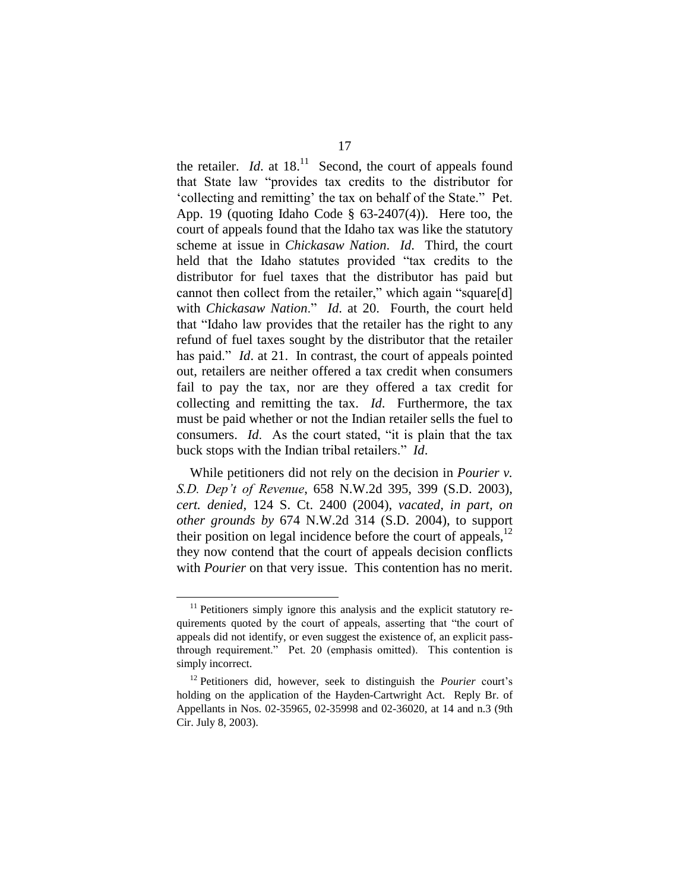the retailer. *Id*. at 18.[11] Second, the court of appeals found that State law "provides tax credits to the distributor for 'collecting and remitting' the tax on behalf of the State." Pet. App. 19 (quoting Idaho Code § 63-2407(4)). Here too, the court of appeals found that the Idaho tax was like the statutory scheme at issue in *Chickasaw Nation*. *Id*. Third, the court held that the Idaho statutes provided "tax credits to the distributor for fuel taxes that the distributor has paid but cannot then collect from the retailer," which again "square[d] with *Chickasaw Nation*." *Id*. at 20. Fourth, the court held that "Idaho law provides that the retailer has the right to any refund of fuel taxes sought by the distributor that the retailer has paid." *Id*. at 21. In contrast, the court of appeals pointed out, retailers are neither offered a tax credit when consumers fail to pay the tax, nor are they offered a tax credit for collecting and remitting the tax. *Id*. Furthermore, the tax must be paid whether or not the Indian retailer sells the fuel to consumers. *Id*. As the court stated, "it is plain that the tax buck stops with the Indian tribal retailers." *Id*.

While petitioners did not rely on the decision in *Pourier v. S.D. Dep't of Revenue*, 658 N.W.2d 395, 399 (S.D. 2003), *cert. denied*, 124 S. Ct. 2400 (2004), *vacated, in part, on other grounds by* 674 N.W.2d 314 (S.D. 2004), to support their position on legal incidence before the court of appeals,[12] they now contend that the court of appeals decision conflicts with *Pourier* on that very issue. This contention has no merit.

[11] Petitioners simply ignore this analysis and the explicit statutory requirements quoted by the court of appeals, asserting that "the court of appeals did not identify, or even suggest the existence of, an explicit pass-through requirement." Pet. 20 (emphasis omitted). This contention is simply incorrect.

[12] Petitioners did, however, seek to distinguish the *Pourier* court's holding on the application of the Hayden-Cartwright Act. Reply Br. of Appellants in Nos. 02-35965, 02-35998 and 02-36020, at 14 and n.3 (9th Cir. July 8, 2003).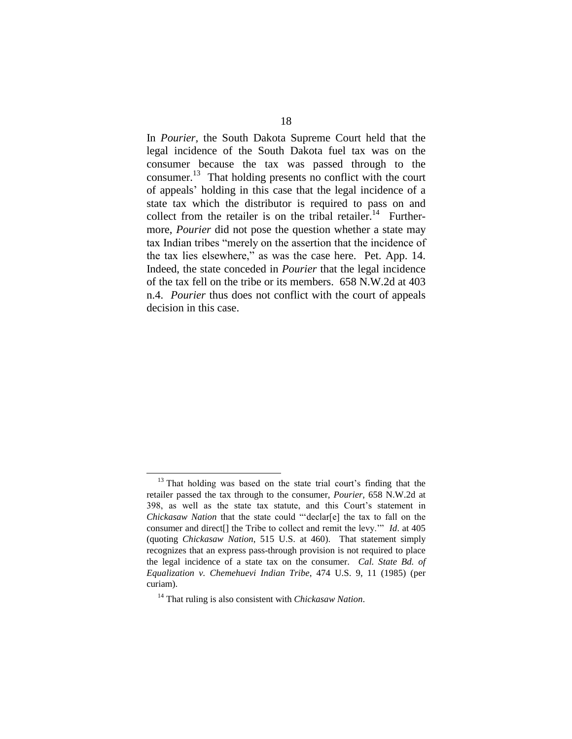In *Pourier*, the South Dakota Supreme Court held that the legal incidence of the South Dakota fuel tax was on the consumer because the tax was passed through to the consumer.[13] That holding presents no conflict with the court of appeals' holding in this case that the legal incidence of a state tax which the distributor is required to pass on and collect from the retailer is on the tribal retailer.[14] Furthermore, *Pourier* did not pose the question whether a state may tax Indian tribes "merely on the assertion that the incidence of the tax lies elsewhere," as was the case here. Pet. App. 14. Indeed, the state conceded in *Pourier* that the legal incidence of the tax fell on the tribe or its members. 658 N.W.2d at 403 n.4. *Pourier* thus does not conflict with the court of appeals decision in this case.

---

[13] That holding was based on the state trial court's finding that the retailer passed the tax through to the consumer, *Pourier*, 658 N.W.2d at 398, as well as the state tax statute, and this Court's statement in *Chickasaw Nation* that the state could "'declar[e] the tax to fall on the consumer and direct[] the Tribe to collect and remit the levy.'" *Id*. at 405 (quoting *Chickasaw Nation*, 515 U.S. at 460). That statement simply recognizes that an express pass-through provision is not required to place the legal incidence of a state tax on the consumer. *Cal. State Bd. of Equalization v. Chemehuevi Indian Tribe*, 474 U.S. 9, 11 (1985) (per curiam).

[14] That ruling is also consistent with *Chickasaw Nation*.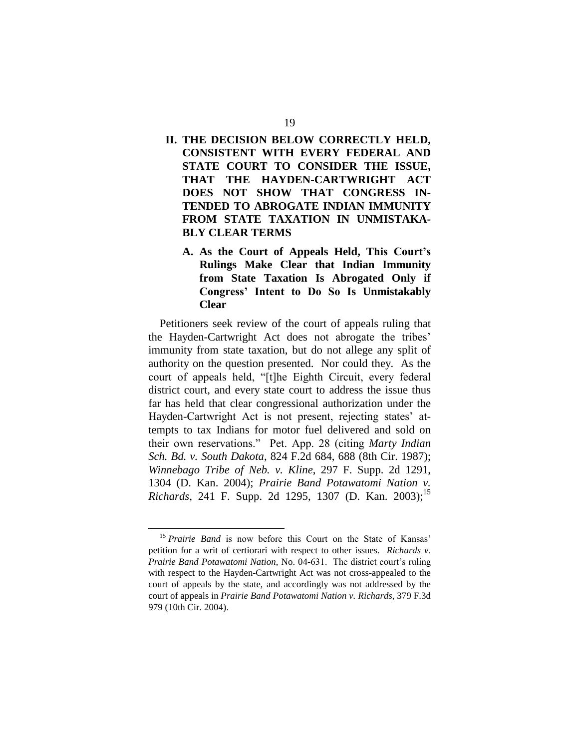## II. THE DECISION BELOW CORRECTLY HELD, CONSISTENT WITH EVERY FEDERAL AND STATE COURT TO CONSIDER THE ISSUE, THAT THE HAYDEN-CARTWRIGHT ACT DOES NOT SHOW THAT CONGRESS INTENDED TO ABROGATE INDIAN IMMUNITY FROM STATE TAXATION IN UNMISTAKABLY CLEAR TERMS

### A. As the Court of Appeals Held, This Court's Rulings Make Clear that Indian Immunity from State Taxation Is Abrogated Only if Congress' Intent to Do So Is Unmistakably Clear

Petitioners seek review of the court of appeals ruling that the Hayden-Cartwright Act does not abrogate the tribes' immunity from state taxation, but do not allege any split of authority on the question presented. Nor could they. As the court of appeals held, "[t]he Eighth Circuit, every federal district court, and every state court to address the issue thus far has held that clear congressional authorization under the Hayden-Cartwright Act is not present, rejecting states' attempts to tax Indians for motor fuel delivered and sold on their own reservations." Pet. App. 28 (citing *Marty Indian Sch. Bd. v. South Dakota*, 824 F.2d 684, 688 (8th Cir. 1987); *Winnebago Tribe of Neb. v. Kline*, 297 F. Supp. 2d 1291, 1304 (D. Kan. 2004); *Prairie Band Potawatomi Nation v. Richards*, 241 F. Supp. 2d 1295, 1307 (D. Kan. 2003);[15]

[15] *Prairie Band* is now before this Court on the State of Kansas' petition for a writ of certiorari with respect to other issues. *Richards v. Prairie Band Potawatomi Nation*, No. 04-631. The district court's ruling with respect to the Hayden-Cartwright Act was not cross-appealed to the court of appeals by the state, and accordingly was not addressed by the court of appeals in *Prairie Band Potawatomi Nation v. Richards*, 379 F.3d 979 (10th Cir. 2004).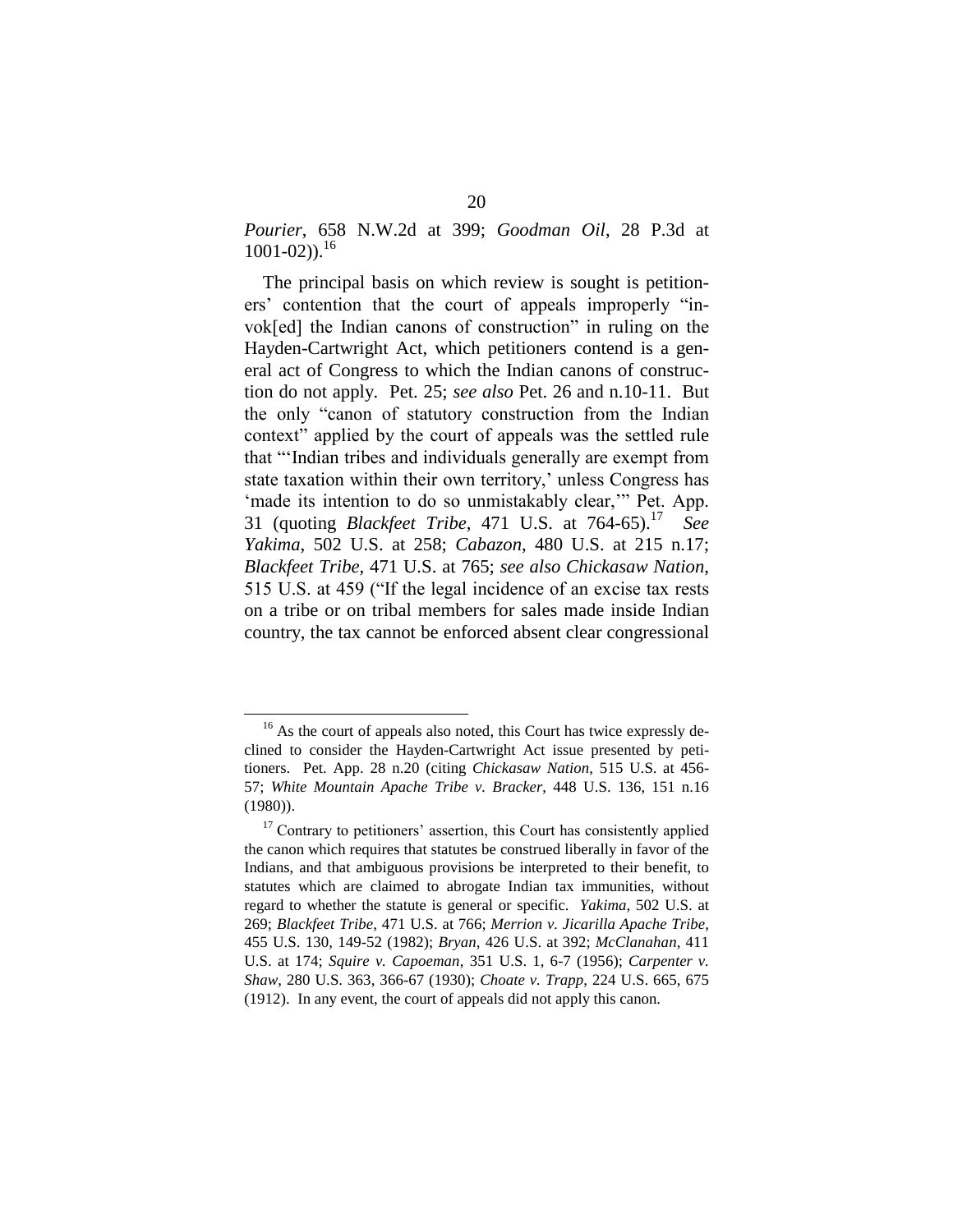*Pourier*, 658 N.W.2d at 399; *Goodman Oil*, 28 P.3d at 1001-02)).[16]

The principal basis on which review is sought is petitioners' contention that the court of appeals improperly "invok[ed] the Indian canons of construction" in ruling on the Hayden-Cartwright Act, which petitioners contend is a general act of Congress to which the Indian canons of construction do not apply. Pet. 25; *see also* Pet. 26 and n.10-11. But the only "canon of statutory construction from the Indian context" applied by the court of appeals was the settled rule that "'Indian tribes and individuals generally are exempt from state taxation within their own territory,' unless Congress has 'made its intention to do so unmistakably clear,'" Pet. App. 31 (quoting *Blackfeet Tribe*, 471 U.S. at 764-65).[17] *See Yakima*, 502 U.S. at 258; *Cabazon*, 480 U.S. at 215 n.17; *Blackfeet Tribe*, 471 U.S. at 765; *see also Chickasaw Nation*, 515 U.S. at 459 ("If the legal incidence of an excise tax rests on a tribe or on tribal members for sales made inside Indian country, the tax cannot be enforced absent clear congressional

---

[16] As the court of appeals also noted, this Court has twice expressly declined to consider the Hayden-Cartwright Act issue presented by petitioners. Pet. App. 28 n.20 (citing *Chickasaw Nation*, 515 U.S. at 456-57; *White Mountain Apache Tribe v. Bracker*, 448 U.S. 136, 151 n.16 (1980)).

[17] Contrary to petitioners' assertion, this Court has consistently applied the canon which requires that statutes be construed liberally in favor of the Indians, and that ambiguous provisions be interpreted to their benefit, to statutes which are claimed to abrogate Indian tax immunities, without regard to whether the statute is general or specific. *Yakima*, 502 U.S. at 269; *Blackfeet Tribe*, 471 U.S. at 766; *Merrion v. Jicarilla Apache Tribe*, 455 U.S. 130, 149-52 (1982); *Bryan*, 426 U.S. at 392; *McClanahan*, 411 U.S. at 174; *Squire v. Capoeman*, 351 U.S. 1, 6-7 (1956); *Carpenter v. Shaw*, 280 U.S. 363, 366-67 (1930); *Choate v. Trapp*, 224 U.S. 665, 675 (1912). In any event, the court of appeals did not apply this canon.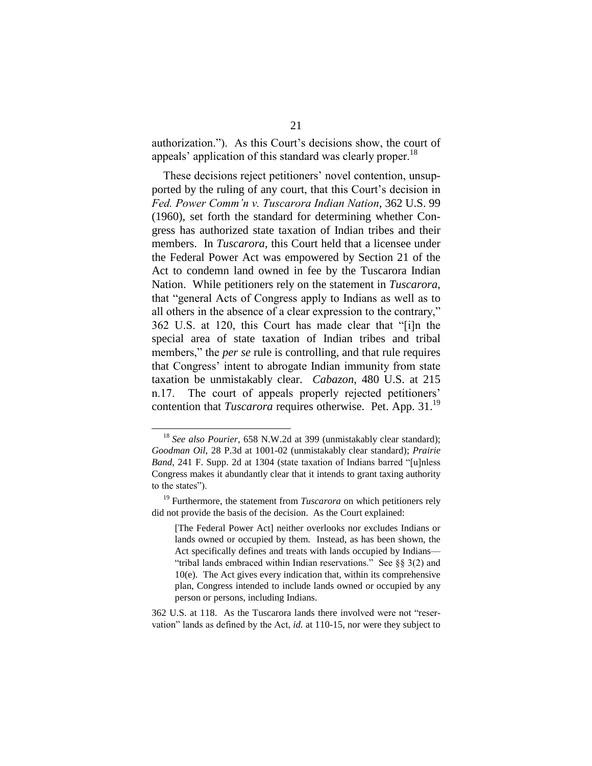authorization."). As this Court's decisions show, the court of appeals' application of this standard was clearly proper.[18]

These decisions reject petitioners' novel contention, unsupported by the ruling of any court, that this Court's decision in *Fed. Power Comm'n v. Tuscarora Indian Nation*, 362 U.S. 99 (1960), set forth the standard for determining whether Congress has authorized state taxation of Indian tribes and their members. In *Tuscarora*, this Court held that a licensee under the Federal Power Act was empowered by Section 21 of the Act to condemn land owned in fee by the Tuscarora Indian Nation. While petitioners rely on the statement in *Tuscarora*, that "general Acts of Congress apply to Indians as well as to all others in the absence of a clear expression to the contrary," 362 U.S. at 120, this Court has made clear that "[i]n the special area of state taxation of Indian tribes and tribal members," the *per se* rule is controlling, and that rule requires that Congress' intent to abrogate Indian immunity from state taxation be unmistakably clear. *Cabazon*, 480 U.S. at 215 n.17. The court of appeals properly rejected petitioners' contention that *Tuscarora* requires otherwise. Pet. App. 31.[19]

---

[18] *See also Pourier*, 658 N.W.2d at 399 (unmistakably clear standard); *Goodman Oil*, 28 P.3d at 1001-02 (unmistakably clear standard); *Prairie Band*, 241 F. Supp. 2d at 1304 (state taxation of Indians barred "[u]nless Congress makes it abundantly clear that it intends to grant taxing authority to the states").

[19] Furthermore, the statement from *Tuscarora* on which petitioners rely did not provide the basis of the decision. As the Court explained:

> [The Federal Power Act] neither overlooks nor excludes Indians or lands owned or occupied by them. Instead, as has been shown, the Act specifically defines and treats with lands occupied by Indians—"tribal lands embraced within Indian reservations." See §§ 3(2) and 10(e). The Act gives every indication that, within its comprehensive plan, Congress intended to include lands owned or occupied by any person or persons, including Indians.

362 U.S. at 118. As the Tuscarora lands there involved were not "reservation" lands as defined by the Act, *id.* at 110-15, nor were they subject to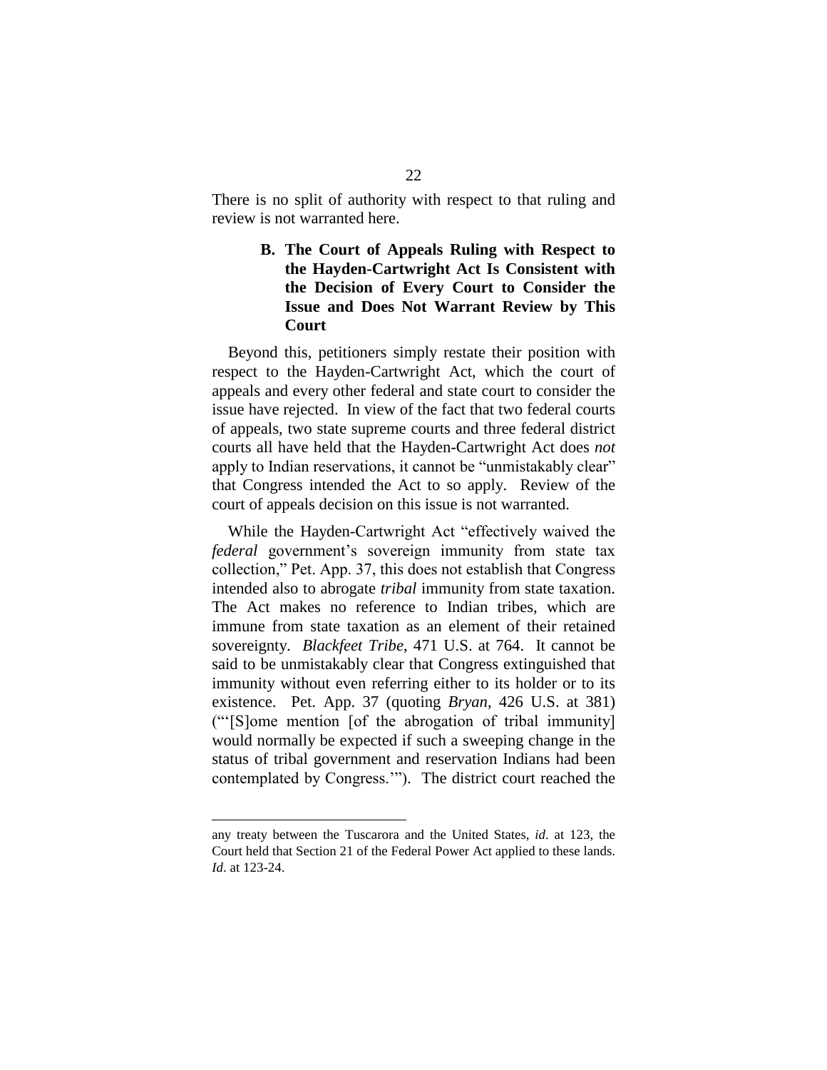There is no split of authority with respect to that ruling and review is not warranted here.

### B. The Court of Appeals Ruling with Respect to the Hayden-Cartwright Act Is Consistent with the Decision of Every Court to Consider the Issue and Does Not Warrant Review by This Court

Beyond this, petitioners simply restate their position with respect to the Hayden-Cartwright Act, which the court of appeals and every other federal and state court to consider the issue have rejected. In view of the fact that two federal courts of appeals, two state supreme courts and three federal district courts all have held that the Hayden-Cartwright Act does *not* apply to Indian reservations, it cannot be "unmistakably clear" that Congress intended the Act to so apply. Review of the court of appeals decision on this issue is not warranted.

While the Hayden-Cartwright Act "effectively waived the *federal* government's sovereign immunity from state tax collection," Pet. App. 37, this does not establish that Congress intended also to abrogate *tribal* immunity from state taxation. The Act makes no reference to Indian tribes, which are immune from state taxation as an element of their retained sovereignty. *Blackfeet Tribe*, 471 U.S. at 764. It cannot be said to be unmistakably clear that Congress extinguished that immunity without even referring either to its holder or to its existence. Pet. App. 37 (quoting *Bryan*, 426 U.S. at 381) ("'[S]ome mention [of the abrogation of tribal immunity] would normally be expected if such a sweeping change in the status of tribal government and reservation Indians had been contemplated by Congress.'"). The district court reached the

---

any treaty between the Tuscarora and the United States, *id*. at 123, the Court held that Section 21 of the Federal Power Act applied to these lands. *Id*. at 123-24.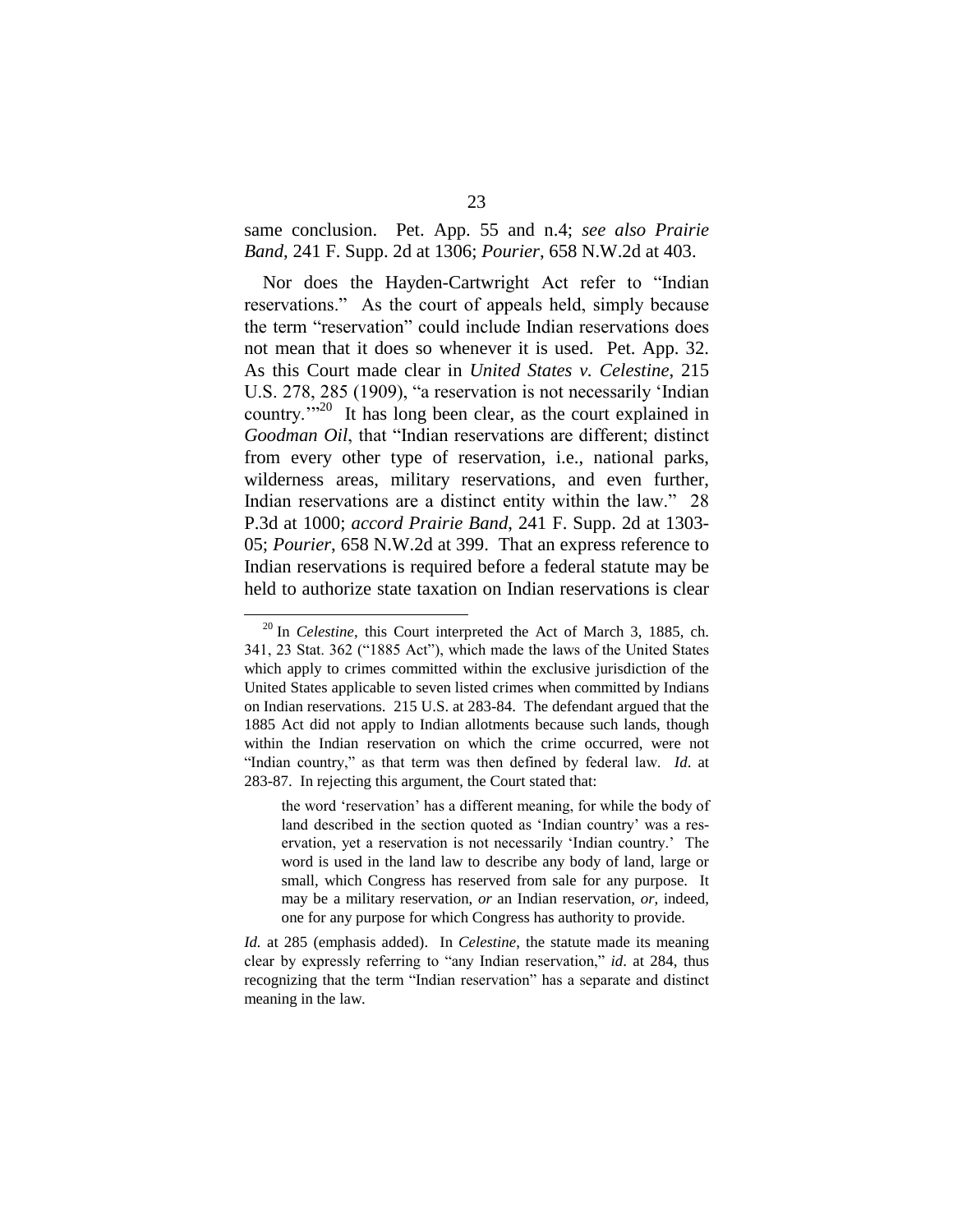same conclusion. Pet. App. 55 and n.4; *see also Prairie Band*, 241 F. Supp. 2d at 1306; *Pourier*, 658 N.W.2d at 403.

Nor does the Hayden-Cartwright Act refer to "Indian reservations." As the court of appeals held, simply because the term "reservation" could include Indian reservations does not mean that it does so whenever it is used. Pet. App. 32. As this Court made clear in *United States v. Celestine*, 215 U.S. 278, 285 (1909), "a reservation is not necessarily 'Indian country.'"[20] It has long been clear, as the court explained in *Goodman Oil*, that "Indian reservations are different; distinct from every other type of reservation, i.e., national parks, wilderness areas, military reservations, and even further, Indian reservations are a distinct entity within the law." 28 P.3d at 1000; *accord Prairie Band*, 241 F. Supp. 2d at 1303-05; *Pourier*, 658 N.W.2d at 399. That an express reference to Indian reservations is required before a federal statute may be held to authorize state taxation on Indian reservations is clear

---

[20] In *Celestine*, this Court interpreted the Act of March 3, 1885, ch. 341, 23 Stat. 362 ("1885 Act"), which made the laws of the United States which apply to crimes committed within the exclusive jurisdiction of the United States applicable to seven listed crimes when committed by Indians on Indian reservations. 215 U.S. at 283-84. The defendant argued that the 1885 Act did not apply to Indian allotments because such lands, though within the Indian reservation on which the crime occurred, were not "Indian country," as that term was then defined by federal law. *Id*. at 283-87. In rejecting this argument, the Court stated that:

> the word 'reservation' has a different meaning, for while the body of land described in the section quoted as 'Indian country' was a reservation, yet a reservation is not necessarily 'Indian country.' The word is used in the land law to describe any body of land, large or small, which Congress has reserved from sale for any purpose. It may be a military reservation, *or* an Indian reservation, *or*, indeed, one for any purpose for which Congress has authority to provide.

*Id.* at 285 (emphasis added). In *Celestine*, the statute made its meaning clear by expressly referring to "any Indian reservation," *id*. at 284, thus recognizing that the term "Indian reservation" has a separate and distinct meaning in the law.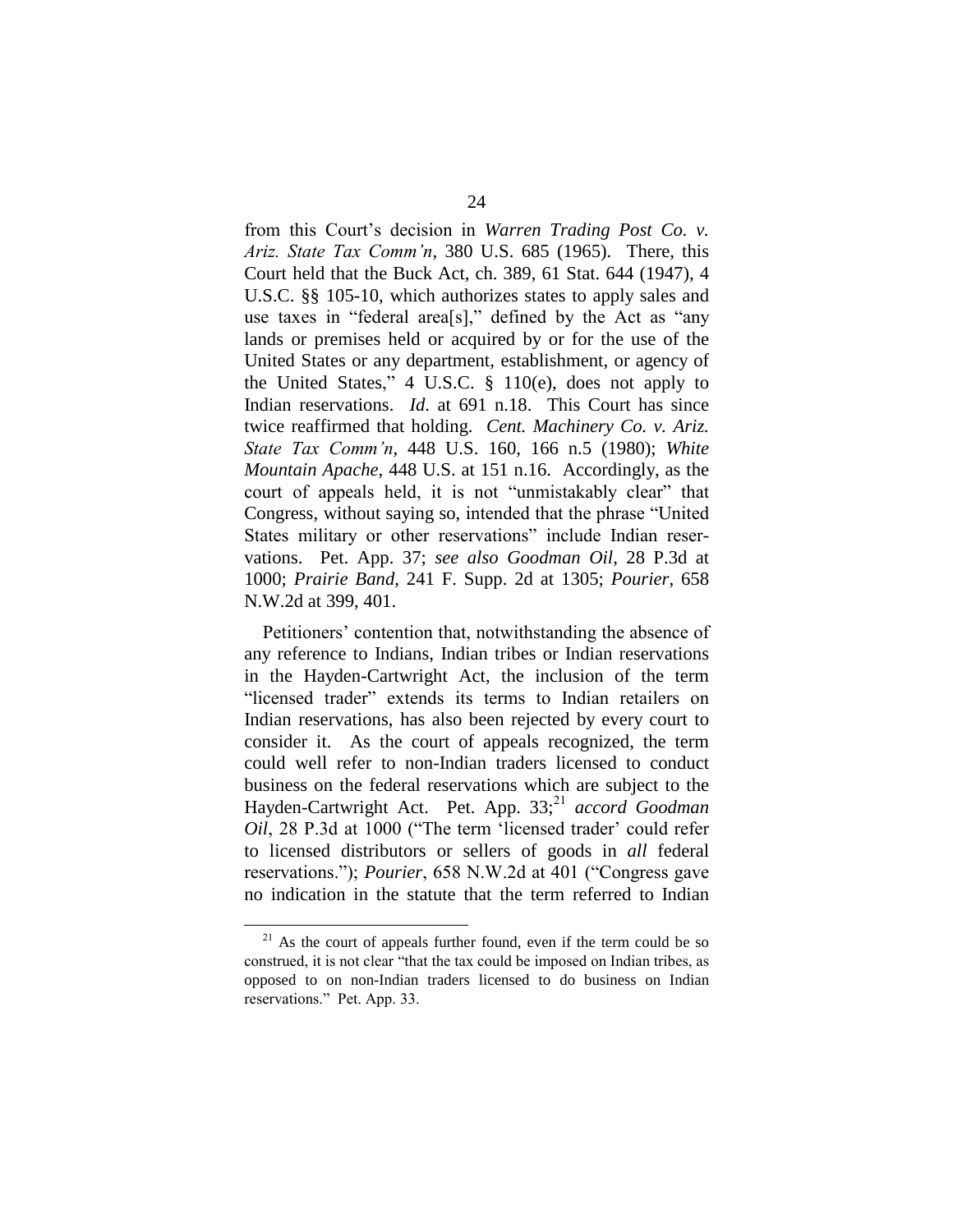from this Court's decision in *Warren Trading Post Co. v. Ariz. State Tax Comm'n*, 380 U.S. 685 (1965). There, this Court held that the Buck Act, ch. 389, 61 Stat. 644 (1947), 4 U.S.C. §§ 105-10, which authorizes states to apply sales and use taxes in "federal area[s]," defined by the Act as "any lands or premises held or acquired by or for the use of the United States or any department, establishment, or agency of the United States," 4 U.S.C. § 110(e), does not apply to Indian reservations. *Id*. at 691 n.18. This Court has since twice reaffirmed that holding. *Cent. Machinery Co. v. Ariz. State Tax Comm'n*, 448 U.S. 160, 166 n.5 (1980); *White Mountain Apache*, 448 U.S. at 151 n.16. Accordingly, as the court of appeals held, it is not "unmistakably clear" that Congress, without saying so, intended that the phrase "United States military or other reservations" include Indian reservations. Pet. App. 37; *see also Goodman Oil*, 28 P.3d at 1000; *Prairie Band*, 241 F. Supp. 2d at 1305; *Pourier*, 658 N.W.2d at 399, 401.

Petitioners' contention that, notwithstanding the absence of any reference to Indians, Indian tribes or Indian reservations in the Hayden-Cartwright Act, the inclusion of the term "licensed trader" extends its terms to Indian retailers on Indian reservations, has also been rejected by every court to consider it. As the court of appeals recognized, the term could well refer to non-Indian traders licensed to conduct business on the federal reservations which are subject to the Hayden-Cartwright Act. Pet. App. 33;[21] *accord Goodman Oil*, 28 P.3d at 1000 ("The term 'licensed trader' could refer to licensed distributors or sellers of goods in *all* federal reservations."); *Pourier*, 658 N.W.2d at 401 ("Congress gave no indication in the statute that the term referred to Indian

---

[21] As the court of appeals further found, even if the term could be so construed, it is not clear "that the tax could be imposed on Indian tribes, as opposed to on non-Indian traders licensed to do business on Indian reservations." Pet. App. 33.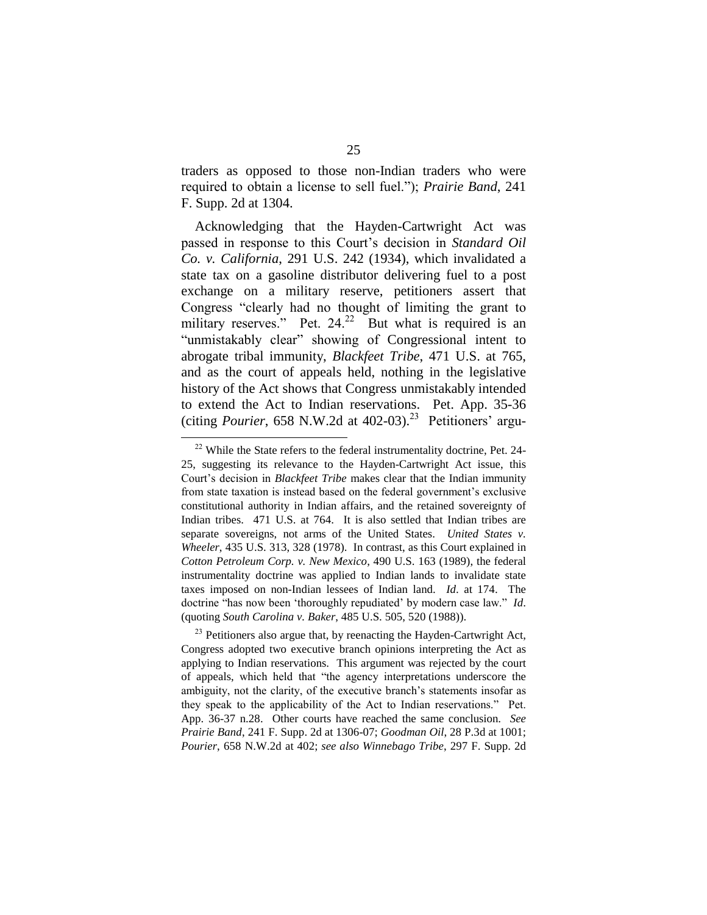traders as opposed to those non-Indian traders who were required to obtain a license to sell fuel."); *Prairie Band*, 241 F. Supp. 2d at 1304.

Acknowledging that the Hayden-Cartwright Act was passed in response to this Court's decision in *Standard Oil Co. v. California*, 291 U.S. 242 (1934), which invalidated a state tax on a gasoline distributor delivering fuel to a post exchange on a military reserve, petitioners assert that Congress "clearly had no thought of limiting the grant to military reserves." Pet. 24.[22] But what is required is an "unmistakably clear" showing of Congressional intent to abrogate tribal immunity, *Blackfeet Tribe*, 471 U.S. at 765, and as the court of appeals held, nothing in the legislative history of the Act shows that Congress unmistakably intended to extend the Act to Indian reservations. Pet. App. 35-36 (citing *Pourier*, 658 N.W.2d at 402-03).[23] Petitioners' argu-

[22] While the State refers to the federal instrumentality doctrine, Pet. 24-25, suggesting its relevance to the Hayden-Cartwright Act issue, this Court's decision in *Blackfeet Tribe* makes clear that the Indian immunity from state taxation is instead based on the federal government's exclusive constitutional authority in Indian affairs, and the retained sovereignty of Indian tribes. 471 U.S. at 764. It is also settled that Indian tribes are separate sovereigns, not arms of the United States. *United States v. Wheeler*, 435 U.S. 313, 328 (1978). In contrast, as this Court explained in *Cotton Petroleum Corp. v. New Mexico*, 490 U.S. 163 (1989), the federal instrumentality doctrine was applied to Indian lands to invalidate state taxes imposed on non-Indian lessees of Indian land. *Id*. at 174. The doctrine "has now been 'thoroughly repudiated' by modern case law." *Id*. (quoting *South Carolina v. Baker*, 485 U.S. 505, 520 (1988)).

[23] Petitioners also argue that, by reenacting the Hayden-Cartwright Act, Congress adopted two executive branch opinions interpreting the Act as applying to Indian reservations. This argument was rejected by the court of appeals, which held that "the agency interpretations underscore the ambiguity, not the clarity, of the executive branch's statements insofar as they speak to the applicability of the Act to Indian reservations." Pet. App. 36-37 n.28. Other courts have reached the same conclusion. *See Prairie Band*, 241 F. Supp. 2d at 1306-07; *Goodman Oil*, 28 P.3d at 1001; *Pourier*, 658 N.W.2d at 402; *see also Winnebago Tribe*, 297 F. Supp. 2d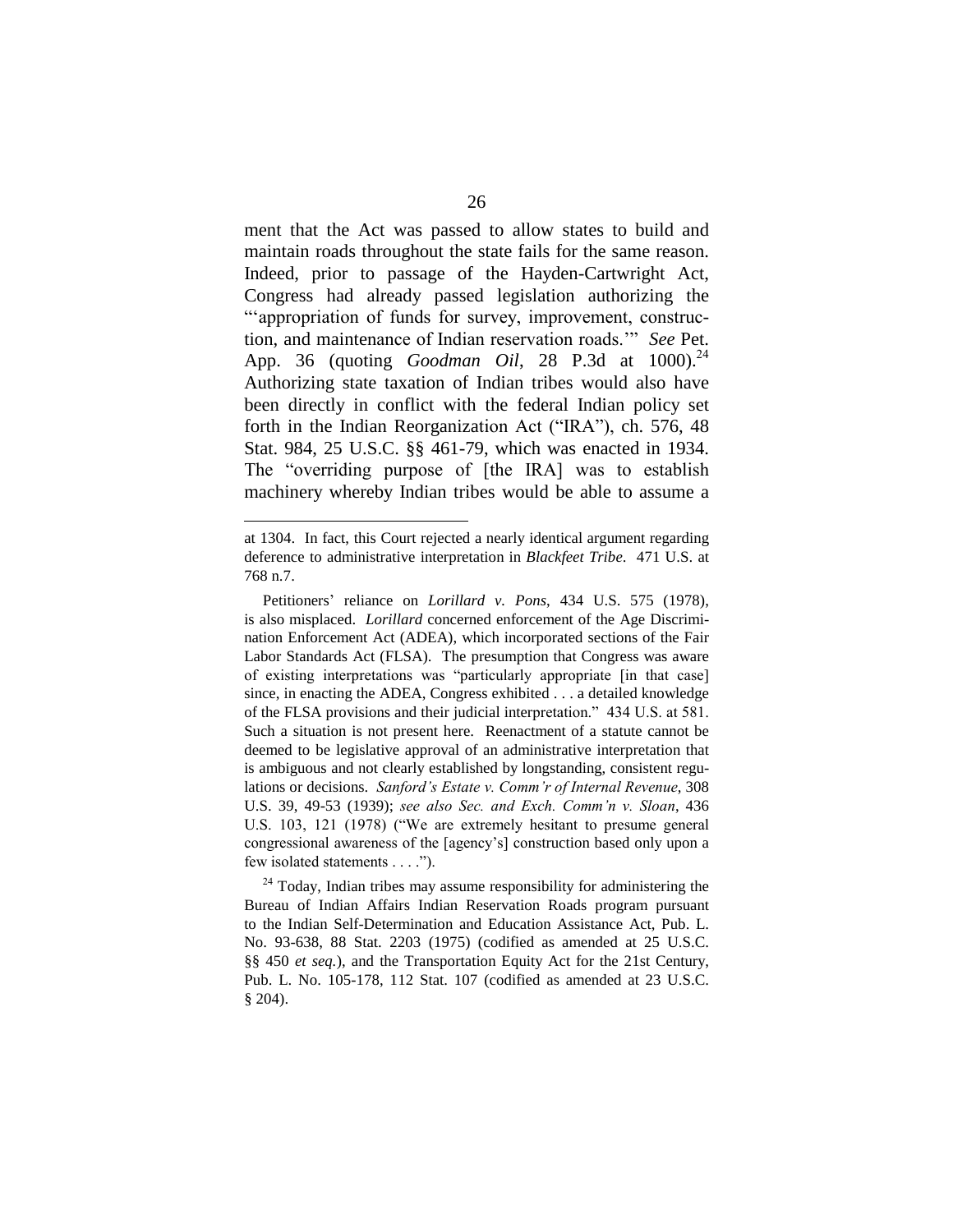ment that the Act was passed to allow states to build and maintain roads throughout the state fails for the same reason. Indeed, prior to passage of the Hayden-Cartwright Act, Congress had already passed legislation authorizing the "'appropriation of funds for survey, improvement, construction, and maintenance of Indian reservation roads.'" *See* Pet. App. 36 (quoting *Goodman Oil*, 28 P.3d at 1000).[24] Authorizing state taxation of Indian tribes would also have been directly in conflict with the federal Indian policy set forth in the Indian Reorganization Act ("IRA"), ch. 576, 48 Stat. 984, 25 U.S.C. §§ 461-79, which was enacted in 1934. The "overriding purpose of [the IRA] was to establish machinery whereby Indian tribes would be able to assume a

---

at 1304. In fact, this Court rejected a nearly identical argument regarding deference to administrative interpretation in *Blackfeet Tribe*. 471 U.S. at 768 n.7.

Petitioners' reliance on *Lorillard v. Pons*, 434 U.S. 575 (1978), is also misplaced. *Lorillard* concerned enforcement of the Age Discrimination Enforcement Act (ADEA), which incorporated sections of the Fair Labor Standards Act (FLSA). The presumption that Congress was aware of existing interpretations was "particularly appropriate [in that case] since, in enacting the ADEA, Congress exhibited . . . a detailed knowledge of the FLSA provisions and their judicial interpretation." 434 U.S. at 581. Such a situation is not present here. Reenactment of a statute cannot be deemed to be legislative approval of an administrative interpretation that is ambiguous and not clearly established by longstanding, consistent regulations or decisions. *Sanford's Estate v. Comm'r of Internal Revenue*, 308 U.S. 39, 49-53 (1939); *see also Sec. and Exch. Comm'n v. Sloan*, 436 U.S. 103, 121 (1978) ("We are extremely hesitant to presume general congressional awareness of the [agency's] construction based only upon a few isolated statements . . . .").

[24] Today, Indian tribes may assume responsibility for administering the Bureau of Indian Affairs Indian Reservation Roads program pursuant to the Indian Self-Determination and Education Assistance Act, Pub. L. No. 93-638, 88 Stat. 2203 (1975) (codified as amended at 25 U.S.C. §§ 450 *et seq.*), and the Transportation Equity Act for the 21st Century, Pub. L. No. 105-178, 112 Stat. 107 (codified as amended at 23 U.S.C. § 204).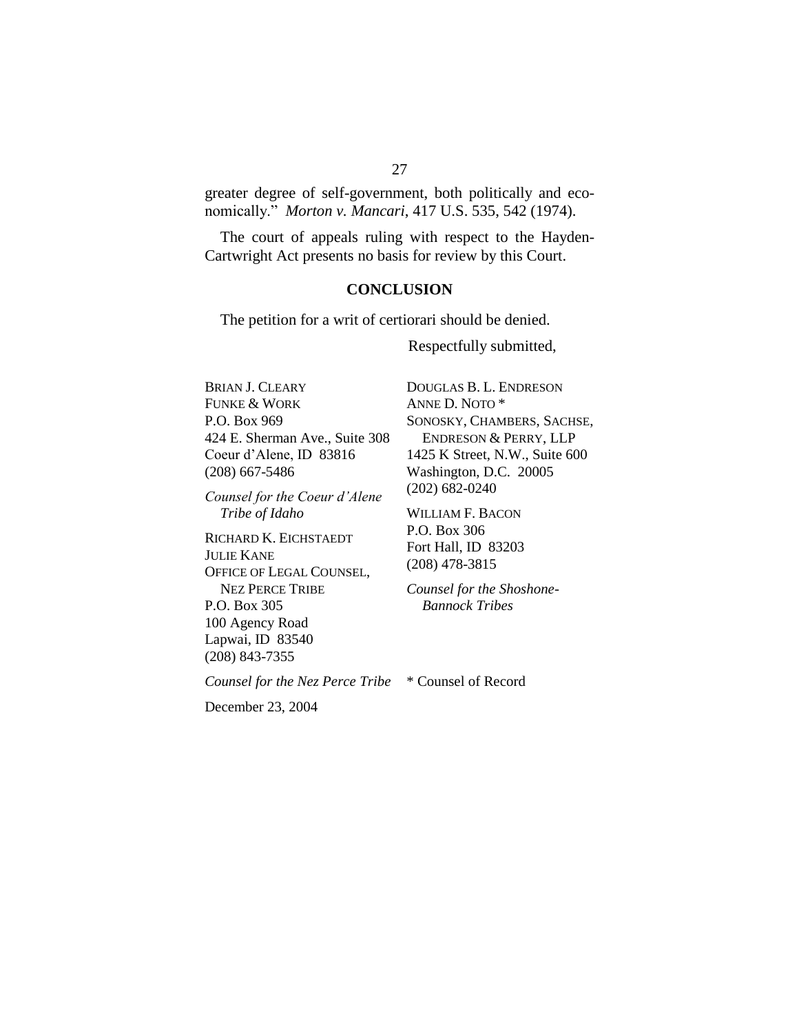greater degree of self-government, both politically and economically." *Morton v. Mancari*, 417 U.S. 535, 542 (1974).

The court of appeals ruling with respect to the Hayden-Cartwright Act presents no basis for review by this Court.

## CONCLUSION

The petition for a writ of certiorari should be denied.

Respectfully submitted,

BRIAN J. CLEARY
FUNKE & WORK
P.O. Box 969
424 E. Sherman Ave., Suite 308
Coeur d'Alene, ID 83816
(208) 667-5486

*Counsel for the Coeur d'Alene Tribe of Idaho*

RICHARD K. EICHSTAEDT
JULIE KANE
OFFICE OF LEGAL COUNSEL, NEZ PERCE TRIBE
P.O. Box 305
100 Agency Road
Lapwai, ID 83540
(208) 843-7355

*Counsel for the Nez Perce Tribe*

DOUGLAS B. L. ENDRESON
ANNE D. NOTO *
SONOSKY, CHAMBERS, SACHSE, ENDRESON & PERRY, LLP
1425 K Street, N.W., Suite 600
Washington, D.C. 20005
(202) 682-0240

WILLIAM F. BACON
P.O. Box 306
Fort Hall, ID 83203
(208) 478-3815

*Counsel for the Shoshone-Bannock Tribes*

* Counsel of Record

December 23, 2004